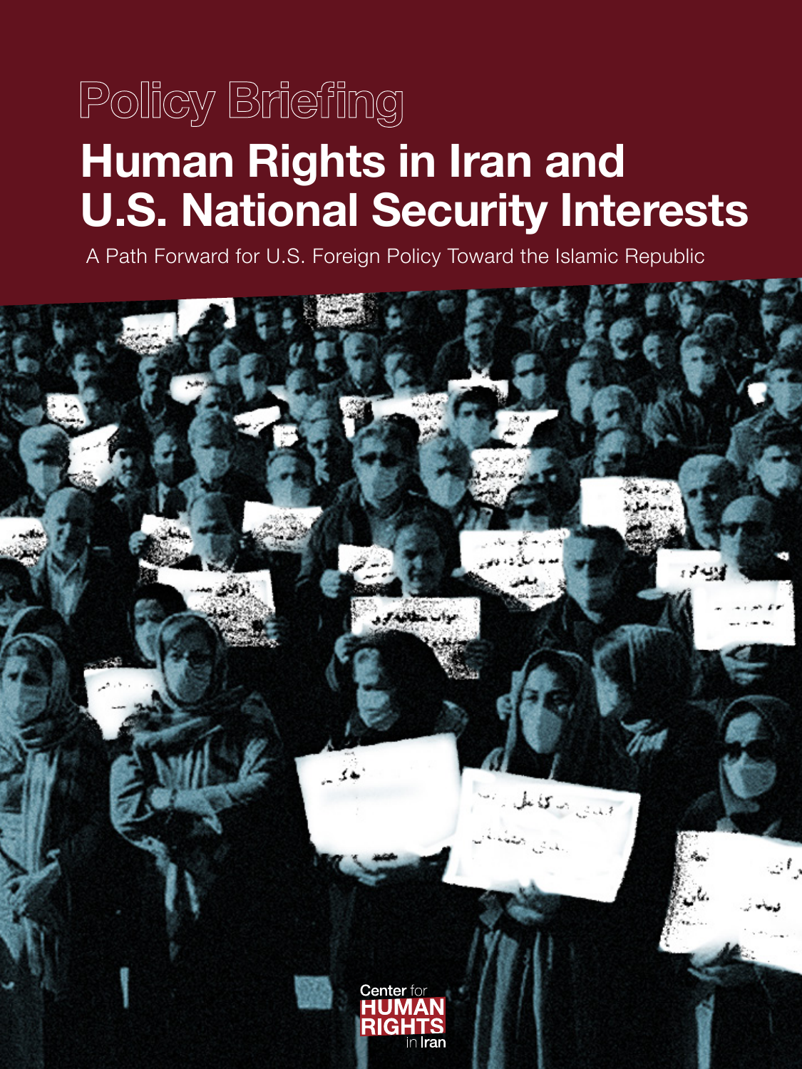Policy Briefing

# Human Rights in Iran and U.S. National Security Interests

A Path Forward for U.S. Foreign Policy Toward the Islamic Republic

Center for HUMAN RIGHTS in Iran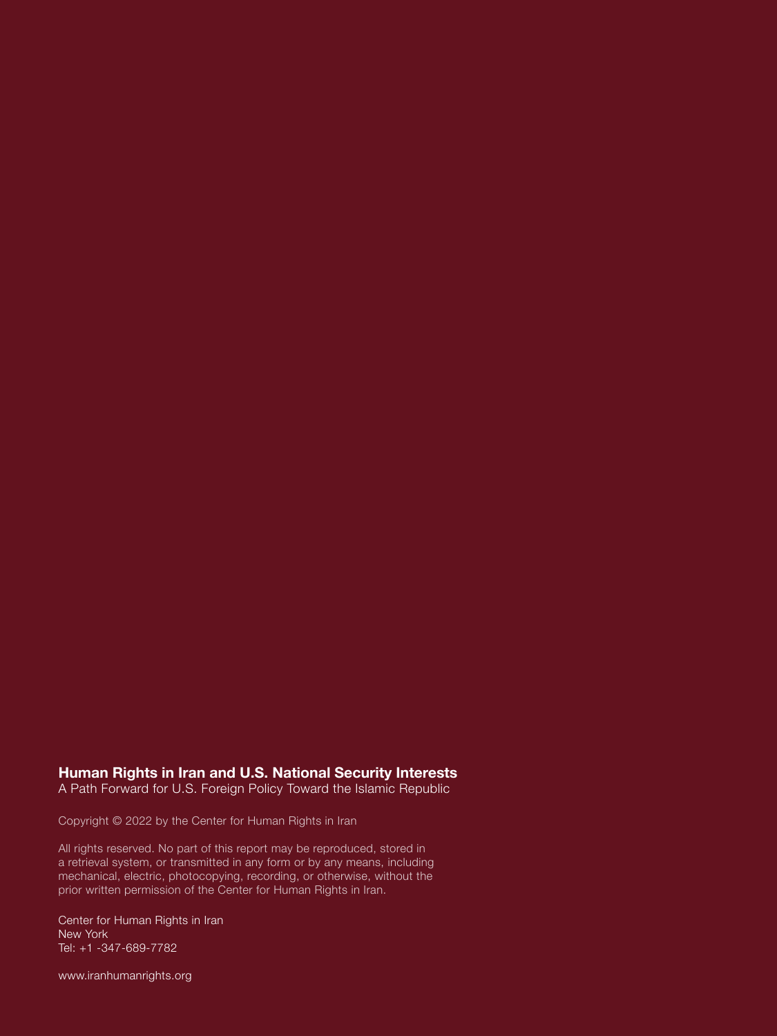**Human Rights in Iran and U.S. National Security Interests**
A Path Forward for U.S. Foreign Policy Toward the Islamic Republic

Copyright © 2022 by the Center for Human Rights in Iran

All rights reserved. No part of this report may be reproduced, stored in a retrieval system, or transmitted in any form or by any means, including mechanical, electric, photocopying, recording, or otherwise, without the prior written permission of the Center for Human Rights in Iran.

Center for Human Rights in Iran
New York
Tel: +1 -347-689-7782

www.iranhumanrights.org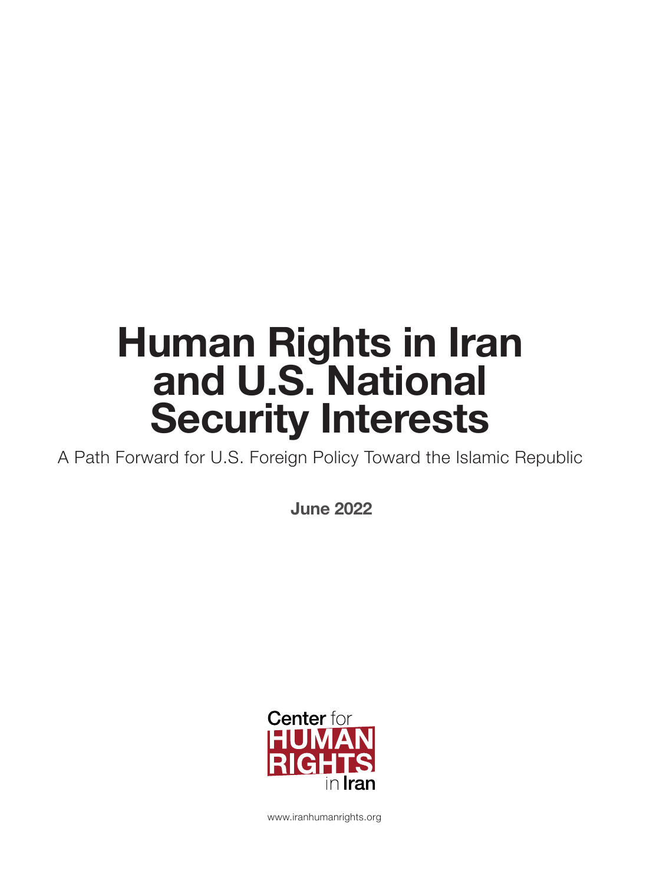# Human Rights in Iran and U.S. National Security Interests

A Path Forward for U.S. Foreign Policy Toward the Islamic Republic

**June 2022**

Center for HUMAN RIGHTS in Iran

www.iranhumanrights.org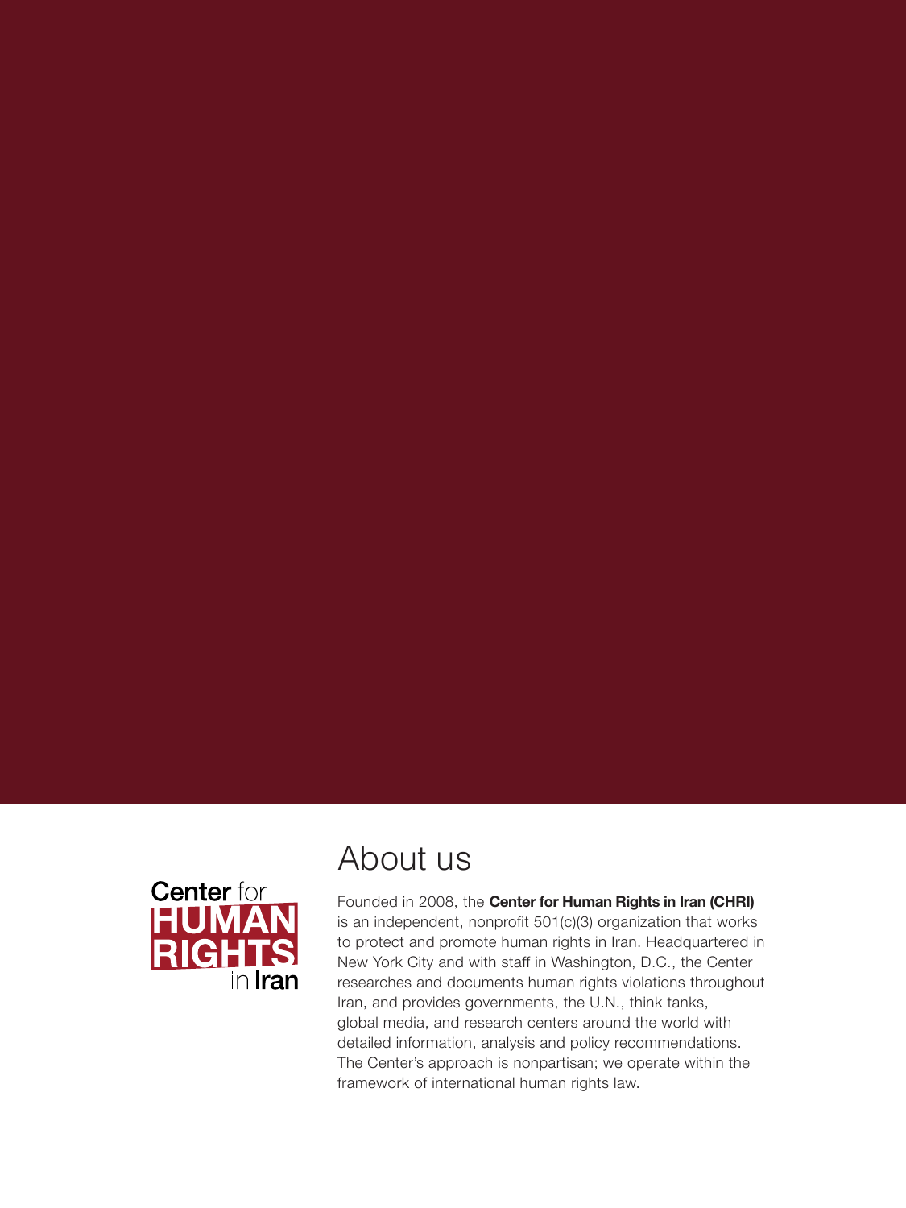Center for HUMAN RIGHTS in Iran

# About us

Founded in 2008, the **Center for Human Rights in Iran (CHRI)** is an independent, nonprofit 501(c)(3) organization that works to protect and promote human rights in Iran. Headquartered in New York City and with staff in Washington, D.C., the Center researches and documents human rights violations throughout Iran, and provides governments, the U.N., think tanks, global media, and research centers around the world with detailed information, analysis and policy recommendations. The Center's approach is nonpartisan; we operate within the framework of international human rights law.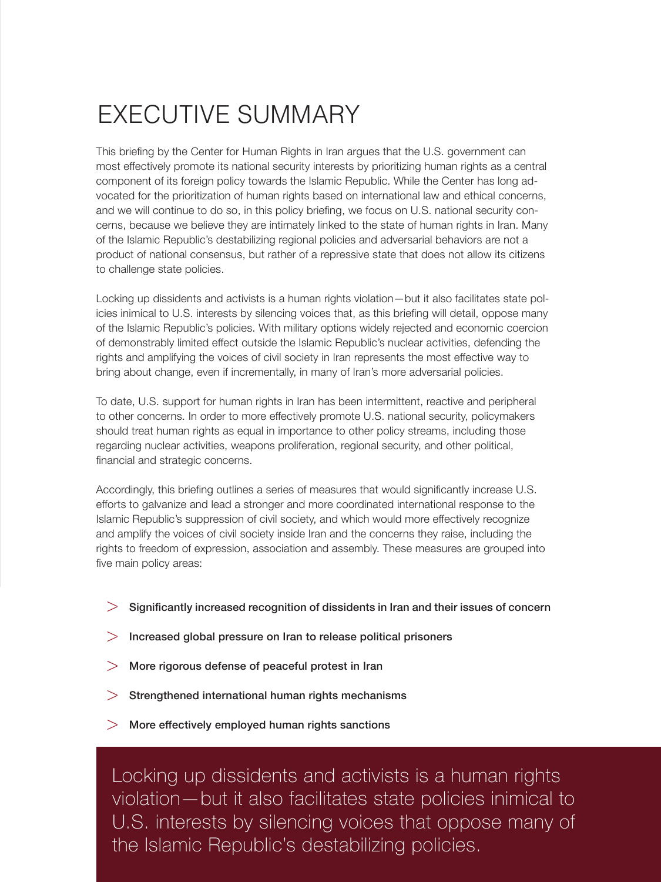# EXECUTIVE SUMMARY

This briefing by the Center for Human Rights in Iran argues that the U.S. government can most effectively promote its national security interests by prioritizing human rights as a central component of its foreign policy towards the Islamic Republic. While the Center has long advocated for the prioritization of human rights based on international law and ethical concerns, and we will continue to do so, in this policy briefing, we focus on U.S. national security concerns, because we believe they are intimately linked to the state of human rights in Iran. Many of the Islamic Republic's destabilizing regional policies and adversarial behaviors are not a product of national consensus, but rather of a repressive state that does not allow its citizens to challenge state policies.

Locking up dissidents and activists is a human rights violation—but it also facilitates state policies inimical to U.S. interests by silencing voices that, as this briefing will detail, oppose many of the Islamic Republic's policies. With military options widely rejected and economic coercion of demonstrably limited effect outside the Islamic Republic's nuclear activities, defending the rights and amplifying the voices of civil society in Iran represents the most effective way to bring about change, even if incrementally, in many of Iran's more adversarial policies.

To date, U.S. support for human rights in Iran has been intermittent, reactive and peripheral to other concerns. In order to more effectively promote U.S. national security, policymakers should treat human rights as equal in importance to other policy streams, including those regarding nuclear activities, weapons proliferation, regional security, and other political, financial and strategic concerns.

Accordingly, this briefing outlines a series of measures that would significantly increase U.S. efforts to galvanize and lead a stronger and more coordinated international response to the Islamic Republic's suppression of civil society, and which would more effectively recognize and amplify the voices of civil society inside Iran and the concerns they raise, including the rights to freedom of expression, association and assembly. These measures are grouped into five main policy areas:

- **Significantly increased recognition of dissidents in Iran and their issues of concern**
- **Increased global pressure on Iran to release political prisoners**
- **More rigorous defense of peaceful protest in Iran**
- **Strengthened international human rights mechanisms**
- **More effectively employed human rights sanctions**

> Locking up dissidents and activists is a human rights violation—but it also facilitates state policies inimical to U.S. interests by silencing voices that oppose many of the Islamic Republic's destabilizing policies.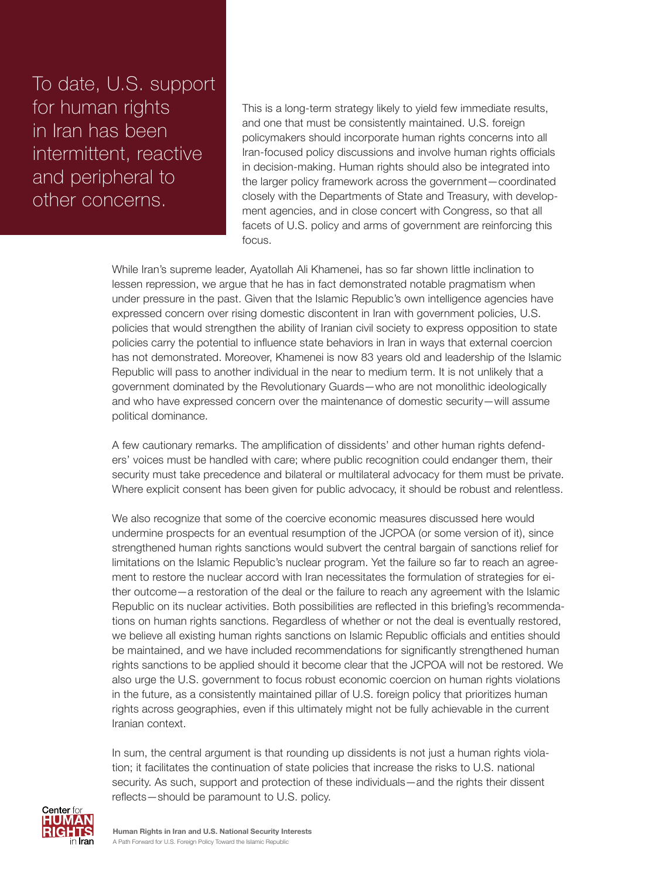> To date, U.S. support for human rights in Iran has been intermittent, reactive and peripheral to other concerns.

This is a long-term strategy likely to yield few immediate results, and one that must be consistently maintained. U.S. foreign policymakers should incorporate human rights concerns into all Iran-focused policy discussions and involve human rights officials in decision-making. Human rights should also be integrated into the larger policy framework across the government—coordinated closely with the Departments of State and Treasury, with development agencies, and in close concert with Congress, so that all facets of U.S. policy and arms of government are reinforcing this focus.

While Iran's supreme leader, Ayatollah Ali Khamenei, has so far shown little inclination to lessen repression, we argue that he has in fact demonstrated notable pragmatism when under pressure in the past. Given that the Islamic Republic's own intelligence agencies have expressed concern over rising domestic discontent in Iran with government policies, U.S. policies that would strengthen the ability of Iranian civil society to express opposition to state policies carry the potential to influence state behaviors in Iran in ways that external coercion has not demonstrated. Moreover, Khamenei is now 83 years old and leadership of the Islamic Republic will pass to another individual in the near to medium term. It is not unlikely that a government dominated by the Revolutionary Guards—who are not monolithic ideologically and who have expressed concern over the maintenance of domestic security—will assume political dominance.

A few cautionary remarks. The amplification of dissidents' and other human rights defenders' voices must be handled with care; where public recognition could endanger them, their security must take precedence and bilateral or multilateral advocacy for them must be private. Where explicit consent has been given for public advocacy, it should be robust and relentless.

We also recognize that some of the coercive economic measures discussed here would undermine prospects for an eventual resumption of the JCPOA (or some version of it), since strengthened human rights sanctions would subvert the central bargain of sanctions relief for limitations on the Islamic Republic's nuclear program. Yet the failure so far to reach an agreement to restore the nuclear accord with Iran necessitates the formulation of strategies for either outcome—a restoration of the deal or the failure to reach any agreement with the Islamic Republic on its nuclear activities. Both possibilities are reflected in this briefing's recommendations on human rights sanctions. Regardless of whether or not the deal is eventually restored, we believe all existing human rights sanctions on Islamic Republic officials and entities should be maintained, and we have included recommendations for significantly strengthened human rights sanctions to be applied should it become clear that the JCPOA will not be restored. We also urge the U.S. government to focus robust economic coercion on human rights violations in the future, as a consistently maintained pillar of U.S. foreign policy that prioritizes human rights across geographies, even if this ultimately might not be fully achievable in the current Iranian context.

In sum, the central argument is that rounding up dissidents is not just a human rights violation; it facilitates the continuation of state policies that increase the risks to U.S. national security. As such, support and protection of these individuals—and the rights their dissent reflects—should be paramount to U.S. policy.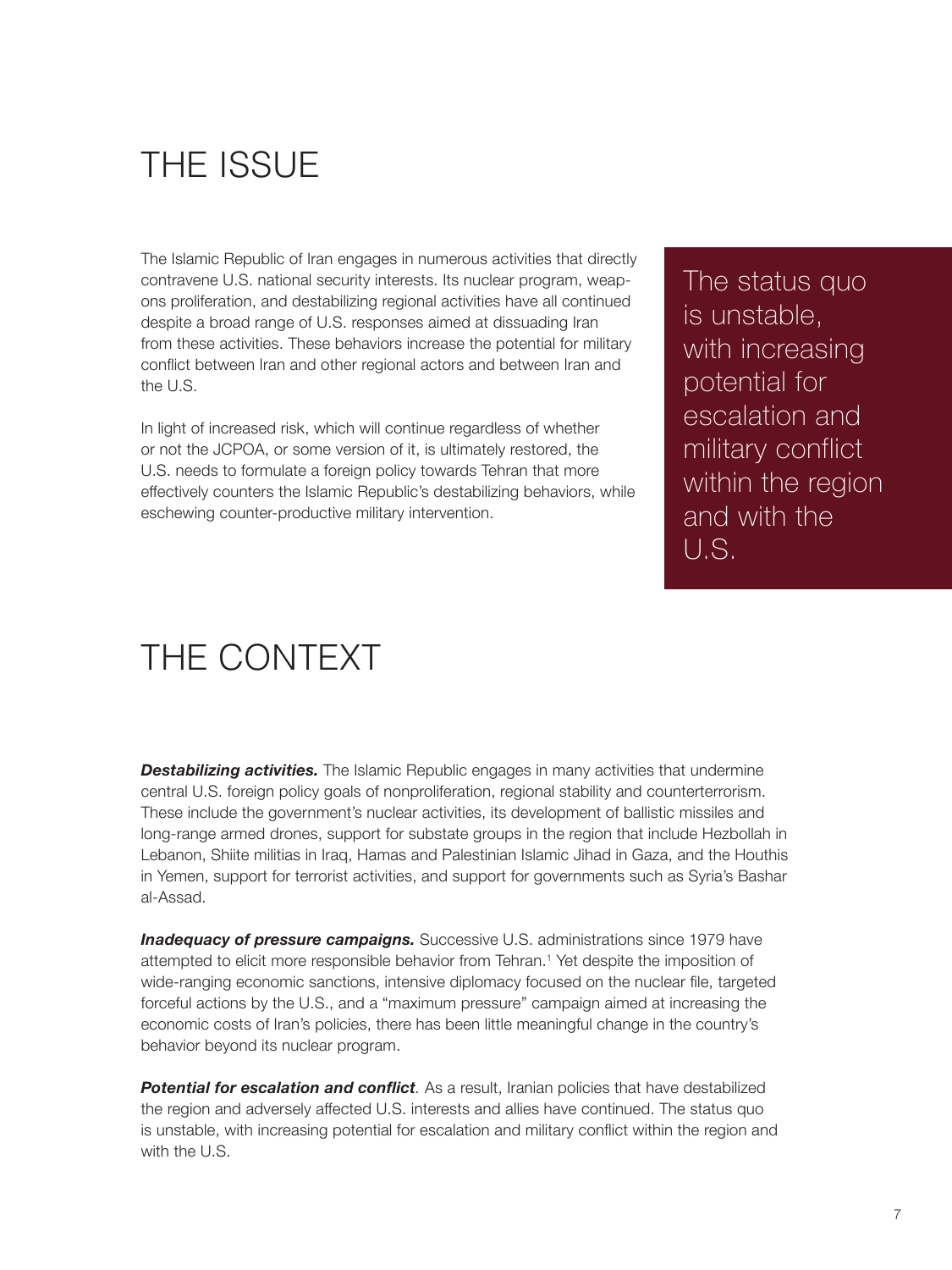# THE ISSUE

The Islamic Republic of Iran engages in numerous activities that directly contravene U.S. national security interests. Its nuclear program, weapons proliferation, and destabilizing regional activities have all continued despite a broad range of U.S. responses aimed at dissuading Iran from these activities. These behaviors increase the potential for military conflict between Iran and other regional actors and between Iran and the U.S.

In light of increased risk, which will continue regardless of whether or not the JCPOA, or some version of it, is ultimately restored, the U.S. needs to formulate a foreign policy towards Tehran that more effectively counters the Islamic Republic's destabilizing behaviors, while eschewing counter-productive military intervention.

> The status quo is unstable, with increasing potential for escalation and military conflict within the region and with the U.S.

# THE CONTEXT

***Destabilizing activities.*** The Islamic Republic engages in many activities that undermine central U.S. foreign policy goals of nonproliferation, regional stability and counterterrorism. These include the government's nuclear activities, its development of ballistic missiles and long-range armed drones, support for substate groups in the region that include Hezbollah in Lebanon, Shiite militias in Iraq, Hamas and Palestinian Islamic Jihad in Gaza, and the Houthis in Yemen, support for terrorist activities, and support for governments such as Syria's Bashar al-Assad.

***Inadequacy of pressure campaigns.*** Successive U.S. administrations since 1979 have attempted to elicit more responsible behavior from Tehran.[1] Yet despite the imposition of wide-ranging economic sanctions, intensive diplomacy focused on the nuclear file, targeted forceful actions by the U.S., and a "maximum pressure" campaign aimed at increasing the economic costs of Iran's policies, there has been little meaningful change in the country's behavior beyond its nuclear program.

***Potential for escalation and conflict***. As a result, Iranian policies that have destabilized the region and adversely affected U.S. interests and allies have continued. The status quo is unstable, with increasing potential for escalation and military conflict within the region and with the U.S.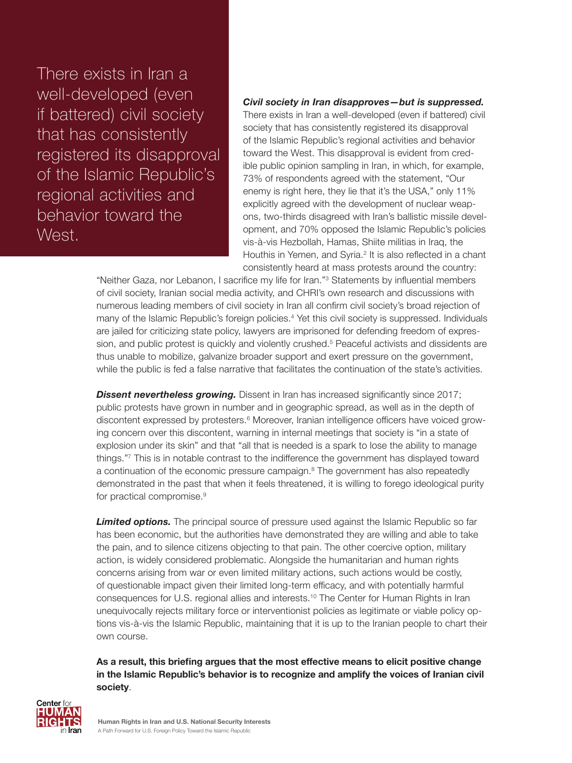> There exists in Iran a well-developed (even if battered) civil society that has consistently registered its disapproval of the Islamic Republic's regional activities and behavior toward the West.

***Civil society in Iran disapproves—but is suppressed.*** There exists in Iran a well-developed (even if battered) civil society that has consistently registered its disapproval of the Islamic Republic's regional activities and behavior toward the West. This disapproval is evident from credible public opinion sampling in Iran, in which, for example, 73% of respondents agreed with the statement, "Our enemy is right here, they lie that it's the USA," only 11% explicitly agreed with the development of nuclear weapons, two-thirds disagreed with Iran's ballistic missile development, and 70% opposed the Islamic Republic's policies vis-à-vis Hezbollah, Hamas, Shiite militias in Iraq, the Houthis in Yemen, and Syria.[2] It is also reflected in a chant consistently heard at mass protests around the country: "Neither Gaza, nor Lebanon, I sacrifice my life for Iran."[3] Statements by influential members of civil society, Iranian social media activity, and CHRI's own research and discussions with numerous leading members of civil society in Iran all confirm civil society's broad rejection of many of the Islamic Republic's foreign policies.[4] Yet this civil society is suppressed. Individuals are jailed for criticizing state policy, lawyers are imprisoned for defending freedom of expression, and public protest is quickly and violently crushed.[5] Peaceful activists and dissidents are thus unable to mobilize, galvanize broader support and exert pressure on the government, while the public is fed a false narrative that facilitates the continuation of the state's activities.

***Dissent nevertheless growing.*** Dissent in Iran has increased significantly since 2017; public protests have grown in number and in geographic spread, as well as in the depth of discontent expressed by protesters.[6] Moreover, Iranian intelligence officers have voiced growing concern over this discontent, warning in internal meetings that society is "in a state of explosion under its skin" and that "all that is needed is a spark to lose the ability to manage things."[7] This is in notable contrast to the indifference the government has displayed toward a continuation of the economic pressure campaign.[8] The government has also repeatedly demonstrated in the past that when it feels threatened, it is willing to forego ideological purity for practical compromise.[9]

***Limited options.*** The principal source of pressure used against the Islamic Republic so far has been economic, but the authorities have demonstrated they are willing and able to take the pain, and to silence citizens objecting to that pain. The other coercive option, military action, is widely considered problematic. Alongside the humanitarian and human rights concerns arising from war or even limited military actions, such actions would be costly, of questionable impact given their limited long-term efficacy, and with potentially harmful consequences for U.S. regional allies and interests.[10] The Center for Human Rights in Iran unequivocally rejects military force or interventionist policies as legitimate or viable policy options vis-à-vis the Islamic Republic, maintaining that it is up to the Iranian people to chart their own course.

**As a result, this briefing argues that the most effective means to elicit positive change in the Islamic Republic's behavior is to recognize and amplify the voices of Iranian civil society**.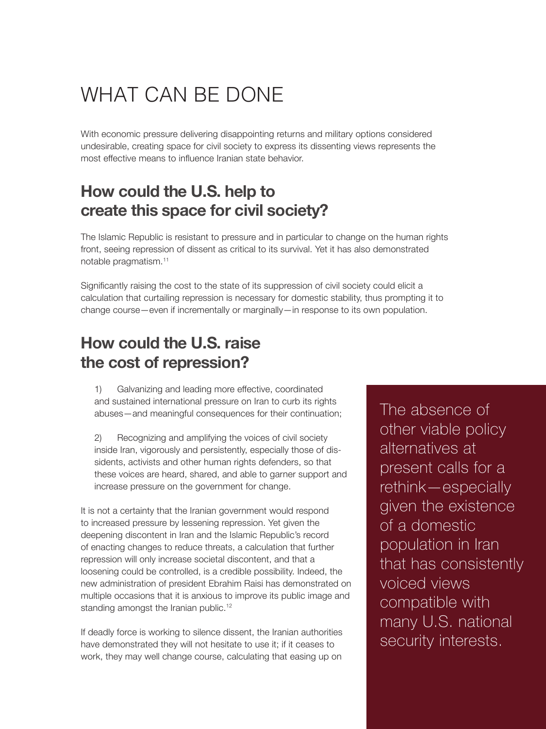# WHAT CAN BE DONE

With economic pressure delivering disappointing returns and military options considered undesirable, creating space for civil society to express its dissenting views represents the most effective means to influence Iranian state behavior.

## How could the U.S. help to create this space for civil society?

The Islamic Republic is resistant to pressure and in particular to change on the human rights front, seeing repression of dissent as critical to its survival. Yet it has also demonstrated notable pragmatism.[11]

Significantly raising the cost to the state of its suppression of civil society could elicit a calculation that curtailing repression is necessary for domestic stability, thus prompting it to change course—even if incrementally or marginally—in response to its own population.

## How could the U.S. raise the cost of repression?

1) Galvanizing and leading more effective, coordinated and sustained international pressure on Iran to curb its rights abuses—and meaningful consequences for their continuation;

2) Recognizing and amplifying the voices of civil society inside Iran, vigorously and persistently, especially those of dissidents, activists and other human rights defenders, so that these voices are heard, shared, and able to garner support and increase pressure on the government for change.

It is not a certainty that the Iranian government would respond to increased pressure by lessening repression. Yet given the deepening discontent in Iran and the Islamic Republic's record of enacting changes to reduce threats, a calculation that further repression will only increase societal discontent, and that a loosening could be controlled, is a credible possibility. Indeed, the new administration of president Ebrahim Raisi has demonstrated on multiple occasions that it is anxious to improve its public image and standing amongst the Iranian public.[12]

If deadly force is working to silence dissent, the Iranian authorities have demonstrated they will not hesitate to use it; if it ceases to work, they may well change course, calculating that easing up on

The absence of other viable policy alternatives at present calls for a rethink—especially given the existence of a domestic population in Iran that has consistently voiced views compatible with many U.S. national security interests.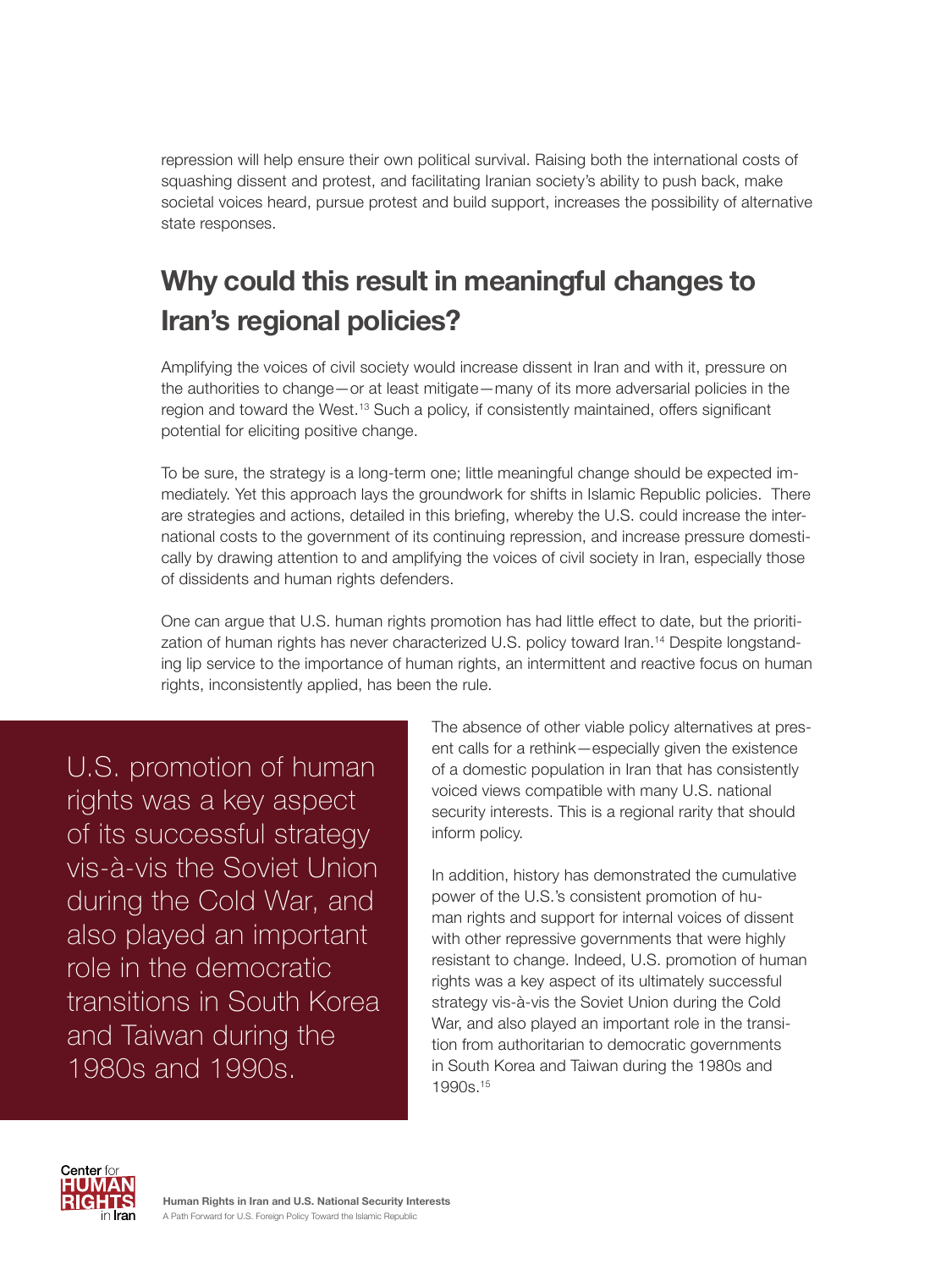repression will help ensure their own political survival. Raising both the international costs of squashing dissent and protest, and facilitating Iranian society's ability to push back, make societal voices heard, pursue protest and build support, increases the possibility of alternative state responses.

## Why could this result in meaningful changes to Iran's regional policies?

Amplifying the voices of civil society would increase dissent in Iran and with it, pressure on the authorities to change—or at least mitigate—many of its more adversarial policies in the region and toward the West.[13] Such a policy, if consistently maintained, offers significant potential for eliciting positive change.

To be sure, the strategy is a long-term one; little meaningful change should be expected immediately. Yet this approach lays the groundwork for shifts in Islamic Republic policies. There are strategies and actions, detailed in this briefing, whereby the U.S. could increase the international costs to the government of its continuing repression, and increase pressure domestically by drawing attention to and amplifying the voices of civil society in Iran, especially those of dissidents and human rights defenders.

One can argue that U.S. human rights promotion has had little effect to date, but the prioritization of human rights has never characterized U.S. policy toward Iran.[14] Despite longstanding lip service to the importance of human rights, an intermittent and reactive focus on human rights, inconsistently applied, has been the rule.

> U.S. promotion of human rights was a key aspect of its successful strategy vis-à-vis the Soviet Union during the Cold War, and also played an important role in the democratic transitions in South Korea and Taiwan during the 1980s and 1990s.

The absence of other viable policy alternatives at present calls for a rethink—especially given the existence of a domestic population in Iran that has consistently voiced views compatible with many U.S. national security interests. This is a regional rarity that should inform policy.

In addition, history has demonstrated the cumulative power of the U.S.'s consistent promotion of human rights and support for internal voices of dissent with other repressive governments that were highly resistant to change. Indeed, U.S. promotion of human rights was a key aspect of its ultimately successful strategy vis-à-vis the Soviet Union during the Cold War, and also played an important role in the transition from authoritarian to democratic governments in South Korea and Taiwan during the 1980s and 1990s.[15]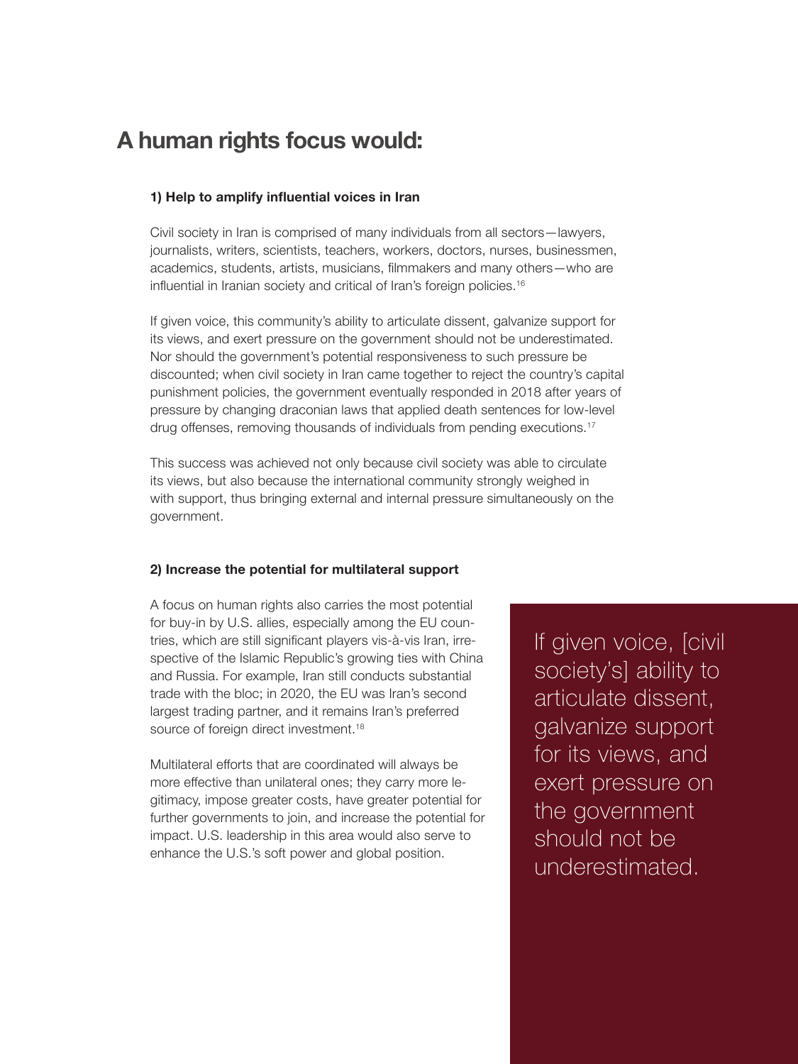## A human rights focus would:

### 1) Help to amplify influential voices in Iran

Civil society in Iran is comprised of many individuals from all sectors—lawyers, journalists, writers, scientists, teachers, workers, doctors, nurses, businessmen, academics, students, artists, musicians, filmmakers and many others—who are influential in Iranian society and critical of Iran's foreign policies.[16]

If given voice, this community's ability to articulate dissent, galvanize support for its views, and exert pressure on the government should not be underestimated. Nor should the government's potential responsiveness to such pressure be discounted; when civil society in Iran came together to reject the country's capital punishment policies, the government eventually responded in 2018 after years of pressure by changing draconian laws that applied death sentences for low-level drug offenses, removing thousands of individuals from pending executions.[17]

This success was achieved not only because civil society was able to circulate its views, but also because the international community strongly weighed in with support, thus bringing external and internal pressure simultaneously on the government.

### 2) Increase the potential for multilateral support

A focus on human rights also carries the most potential for buy-in by U.S. allies, especially among the EU countries, which are still significant players vis-à-vis Iran, irrespective of the Islamic Republic's growing ties with China and Russia. For example, Iran still conducts substantial trade with the bloc; in 2020, the EU was Iran's second largest trading partner, and it remains Iran's preferred source of foreign direct investment.[18]

Multilateral efforts that are coordinated will always be more effective than unilateral ones; they carry more legitimacy, impose greater costs, have greater potential for further governments to join, and increase the potential for impact. U.S. leadership in this area would also serve to enhance the U.S.'s soft power and global position.

> If given voice, [civil society's] ability to articulate dissent, galvanize support for its views, and exert pressure on the government should not be underestimated.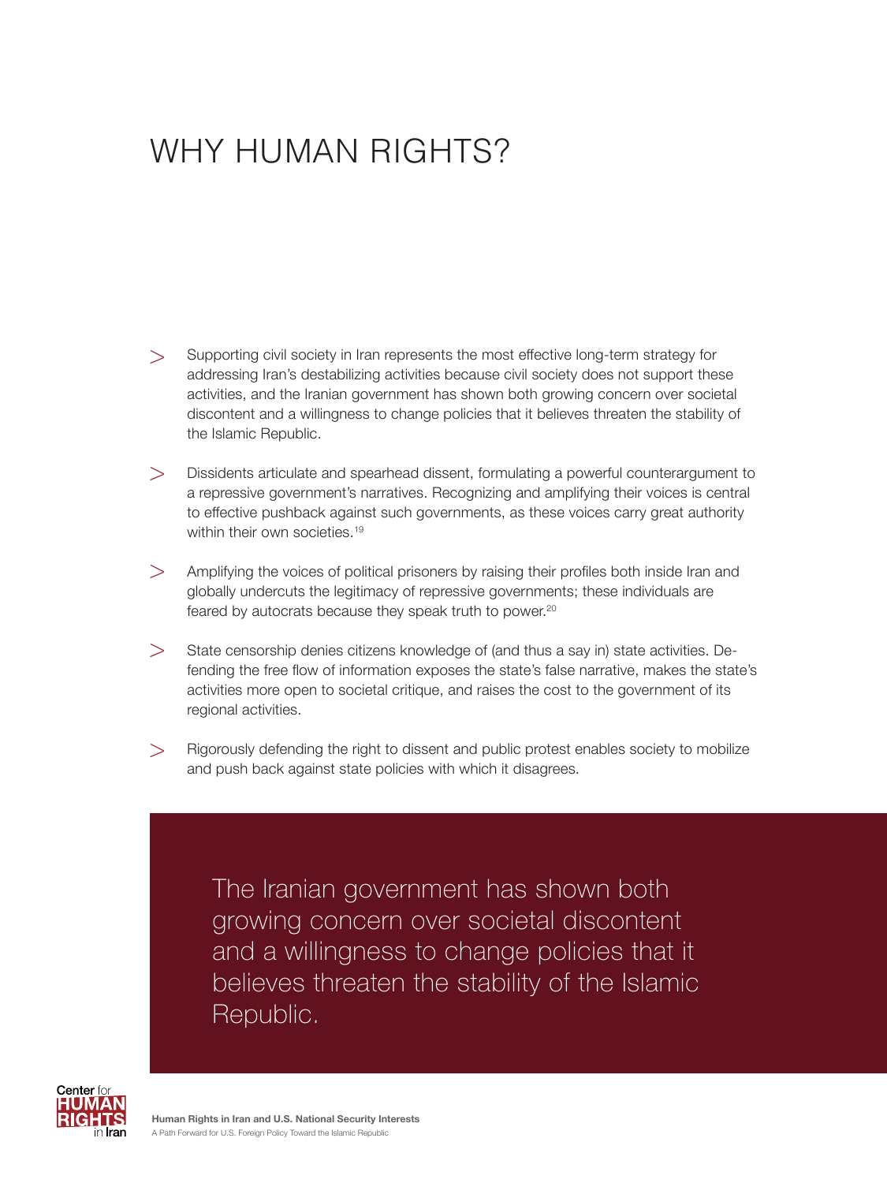# WHY HUMAN RIGHTS?

- Supporting civil society in Iran represents the most effective long-term strategy for addressing Iran's destabilizing activities because civil society does not support these activities, and the Iranian government has shown both growing concern over societal discontent and a willingness to change policies that it believes threaten the stability of the Islamic Republic.

- Dissidents articulate and spearhead dissent, formulating a powerful counterargument to a repressive government's narratives. Recognizing and amplifying their voices is central to effective pushback against such governments, as these voices carry great authority within their own societies.[19]

- Amplifying the voices of political prisoners by raising their profiles both inside Iran and globally undercuts the legitimacy of repressive governments; these individuals are feared by autocrats because they speak truth to power.[20]

- State censorship denies citizens knowledge of (and thus a say in) state activities. Defending the free flow of information exposes the state's false narrative, makes the state's activities more open to societal critique, and raises the cost to the government of its regional activities.

- Rigorously defending the right to dissent and public protest enables society to mobilize and push back against state policies with which it disagrees.

> The Iranian government has shown both growing concern over societal discontent and a willingness to change policies that it believes threaten the stability of the Islamic Republic.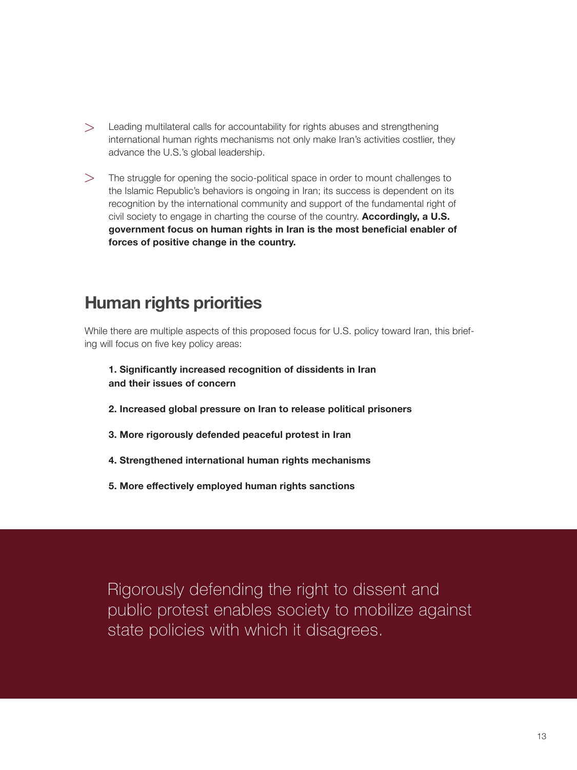- Leading multilateral calls for accountability for rights abuses and strengthening international human rights mechanisms not only make Iran's activities costlier, they advance the U.S.'s global leadership.

- The struggle for opening the socio-political space in order to mount challenges to the Islamic Republic's behaviors is ongoing in Iran; its success is dependent on its recognition by the international community and support of the fundamental right of civil society to engage in charting the course of the country. **Accordingly, a U.S. government focus on human rights in Iran is the most beneficial enabler of forces of positive change in the country.**

## Human rights priorities

While there are multiple aspects of this proposed focus for U.S. policy toward Iran, this briefing will focus on five key policy areas:

**1. Significantly increased recognition of dissidents in Iran and their issues of concern**

**2. Increased global pressure on Iran to release political prisoners**

**3. More rigorously defended peaceful protest in Iran**

**4. Strengthened international human rights mechanisms**

**5. More effectively employed human rights sanctions**

Rigorously defending the right to dissent and public protest enables society to mobilize against state policies with which it disagrees.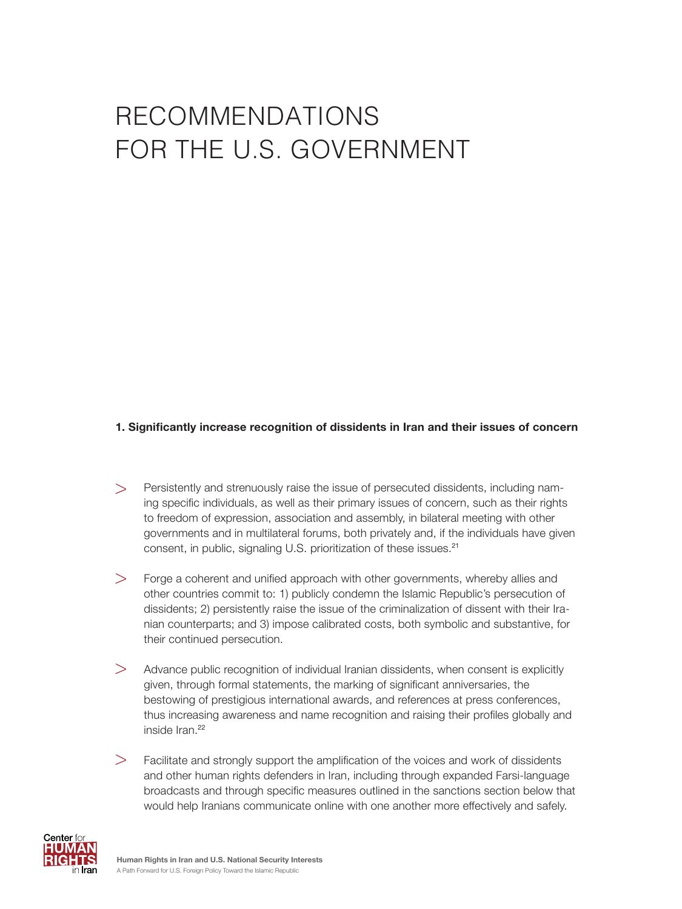# RECOMMENDATIONS FOR THE U.S. GOVERNMENT

**1. Significantly increase recognition of dissidents in Iran and their issues of concern**

- Persistently and strenuously raise the issue of persecuted dissidents, including naming specific individuals, as well as their primary issues of concern, such as their rights to freedom of expression, association and assembly, in bilateral meeting with other governments and in multilateral forums, both privately and, if the individuals have given consent, in public, signaling U.S. prioritization of these issues.[21]
- Forge a coherent and unified approach with other governments, whereby allies and other countries commit to: 1) publicly condemn the Islamic Republic's persecution of dissidents; 2) persistently raise the issue of the criminalization of dissent with their Iranian counterparts; and 3) impose calibrated costs, both symbolic and substantive, for their continued persecution.
- Advance public recognition of individual Iranian dissidents, when consent is explicitly given, through formal statements, the marking of significant anniversaries, the bestowing of prestigious international awards, and references at press conferences, thus increasing awareness and name recognition and raising their profiles globally and inside Iran.[22]
- Facilitate and strongly support the amplification of the voices and work of dissidents and other human rights defenders in Iran, including through expanded Farsi-language broadcasts and through specific measures outlined in the sanctions section below that would help Iranians communicate online with one another more effectively and safely.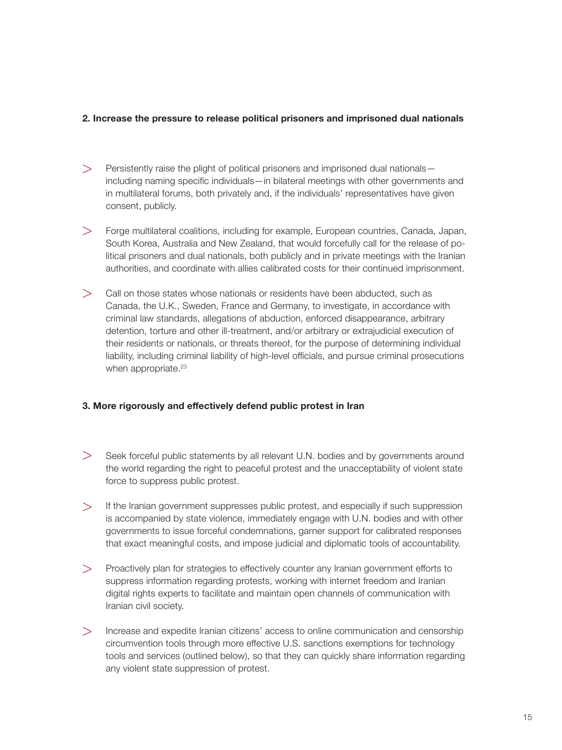**2. Increase the pressure to release political prisoners and imprisoned dual nationals**

- Persistently raise the plight of political prisoners and imprisoned dual nationals—including naming specific individuals—in bilateral meetings with other governments and in multilateral forums, both privately and, if the individuals' representatives have given consent, publicly.
- Forge multilateral coalitions, including for example, European countries, Canada, Japan, South Korea, Australia and New Zealand, that would forcefully call for the release of political prisoners and dual nationals, both publicly and in private meetings with the Iranian authorities, and coordinate with allies calibrated costs for their continued imprisonment.
- Call on those states whose nationals or residents have been abducted, such as Canada, the U.K., Sweden, France and Germany, to investigate, in accordance with criminal law standards, allegations of abduction, enforced disappearance, arbitrary detention, torture and other ill-treatment, and/or arbitrary or extrajudicial execution of their residents or nationals, or threats thereof, for the purpose of determining individual liability, including criminal liability of high-level officials, and pursue criminal prosecutions when appropriate.[23]

**3. More rigorously and effectively defend public protest in Iran**

- Seek forceful public statements by all relevant U.N. bodies and by governments around the world regarding the right to peaceful protest and the unacceptability of violent state force to suppress public protest.
- If the Iranian government suppresses public protest, and especially if such suppression is accompanied by state violence, immediately engage with U.N. bodies and with other governments to issue forceful condemnations, garner support for calibrated responses that exact meaningful costs, and impose judicial and diplomatic tools of accountability.
- Proactively plan for strategies to effectively counter any Iranian government efforts to suppress information regarding protests, working with internet freedom and Iranian digital rights experts to facilitate and maintain open channels of communication with Iranian civil society.
- Increase and expedite Iranian citizens' access to online communication and censorship circumvention tools through more effective U.S. sanctions exemptions for technology tools and services (outlined below), so that they can quickly share information regarding any violent state suppression of protest.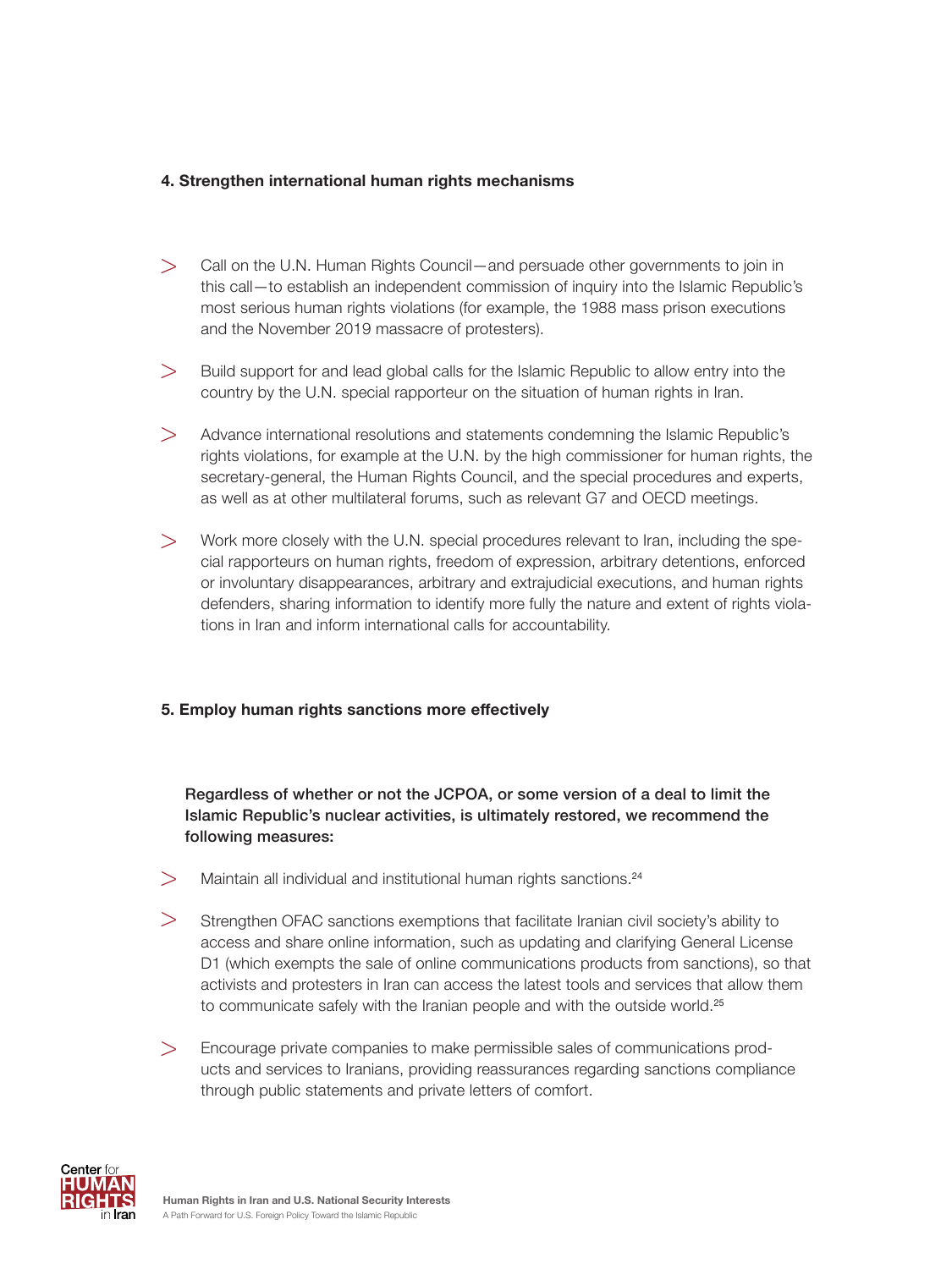### 4. Strengthen international human rights mechanisms

- Call on the U.N. Human Rights Council—and persuade other governments to join in this call—to establish an independent commission of inquiry into the Islamic Republic's most serious human rights violations (for example, the 1988 mass prison executions and the November 2019 massacre of protesters).
- Build support for and lead global calls for the Islamic Republic to allow entry into the country by the U.N. special rapporteur on the situation of human rights in Iran.
- Advance international resolutions and statements condemning the Islamic Republic's rights violations, for example at the U.N. by the high commissioner for human rights, the secretary-general, the Human Rights Council, and the special procedures and experts, as well as at other multilateral forums, such as relevant G7 and OECD meetings.
- Work more closely with the U.N. special procedures relevant to Iran, including the special rapporteurs on human rights, freedom of expression, arbitrary detentions, enforced or involuntary disappearances, arbitrary and extrajudicial executions, and human rights defenders, sharing information to identify more fully the nature and extent of rights violations in Iran and inform international calls for accountability.

### 5. Employ human rights sanctions more effectively

**Regardless of whether or not the JCPOA, or some version of a deal to limit the Islamic Republic's nuclear activities, is ultimately restored, we recommend the following measures:**

- Maintain all individual and institutional human rights sanctions.[24]
- Strengthen OFAC sanctions exemptions that facilitate Iranian civil society's ability to access and share online information, such as updating and clarifying General License D1 (which exempts the sale of online communications products from sanctions), so that activists and protesters in Iran can access the latest tools and services that allow them to communicate safely with the Iranian people and with the outside world.[25]
- Encourage private companies to make permissible sales of communications products and services to Iranians, providing reassurances regarding sanctions compliance through public statements and private letters of comfort.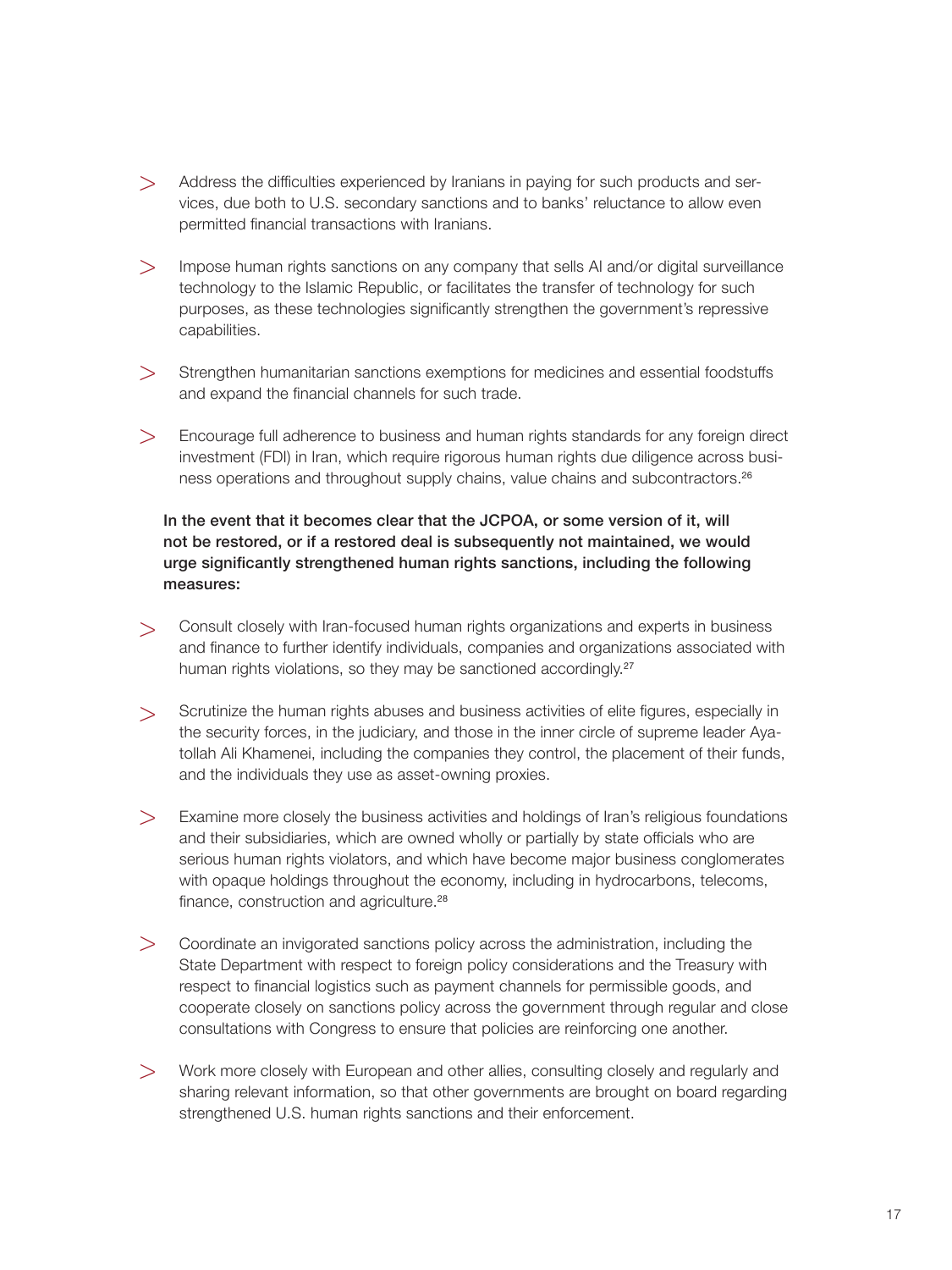- Address the difficulties experienced by Iranians in paying for such products and services, due both to U.S. secondary sanctions and to banks' reluctance to allow even permitted financial transactions with Iranians.
- Impose human rights sanctions on any company that sells AI and/or digital surveillance technology to the Islamic Republic, or facilitates the transfer of technology for such purposes, as these technologies significantly strengthen the government's repressive capabilities.
- Strengthen humanitarian sanctions exemptions for medicines and essential foodstuffs and expand the financial channels for such trade.
- Encourage full adherence to business and human rights standards for any foreign direct investment (FDI) in Iran, which require rigorous human rights due diligence across business operations and throughout supply chains, value chains and subcontractors.[26]

**In the event that it becomes clear that the JCPOA, or some version of it, will not be restored, or if a restored deal is subsequently not maintained, we would urge significantly strengthened human rights sanctions, including the following measures:**

- Consult closely with Iran-focused human rights organizations and experts in business and finance to further identify individuals, companies and organizations associated with human rights violations, so they may be sanctioned accordingly.[27]
- Scrutinize the human rights abuses and business activities of elite figures, especially in the security forces, in the judiciary, and those in the inner circle of supreme leader Ayatollah Ali Khamenei, including the companies they control, the placement of their funds, and the individuals they use as asset-owning proxies.
- Examine more closely the business activities and holdings of Iran's religious foundations and their subsidiaries, which are owned wholly or partially by state officials who are serious human rights violators, and which have become major business conglomerates with opaque holdings throughout the economy, including in hydrocarbons, telecoms, finance, construction and agriculture.[28]
- Coordinate an invigorated sanctions policy across the administration, including the State Department with respect to foreign policy considerations and the Treasury with respect to financial logistics such as payment channels for permissible goods, and cooperate closely on sanctions policy across the government through regular and close consultations with Congress to ensure that policies are reinforcing one another.
- Work more closely with European and other allies, consulting closely and regularly and sharing relevant information, so that other governments are brought on board regarding strengthened U.S. human rights sanctions and their enforcement.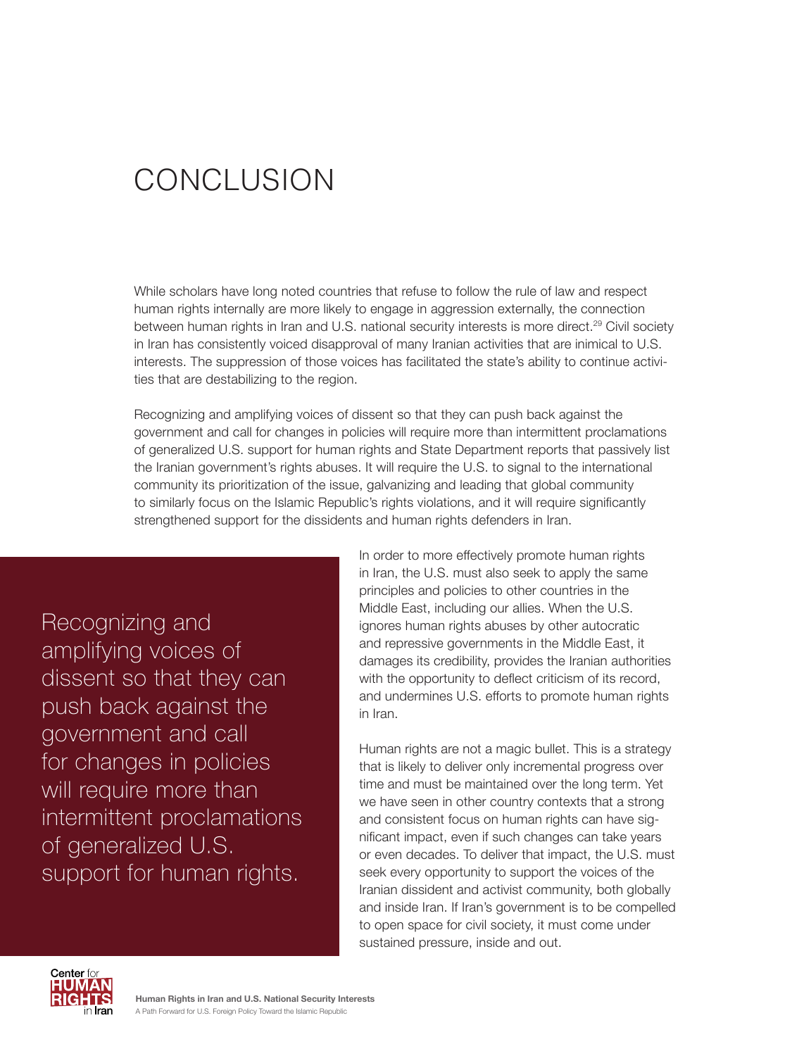# CONCLUSION

While scholars have long noted countries that refuse to follow the rule of law and respect human rights internally are more likely to engage in aggression externally, the connection between human rights in Iran and U.S. national security interests is more direct.[29] Civil society in Iran has consistently voiced disapproval of many Iranian activities that are inimical to U.S. interests. The suppression of those voices has facilitated the state's ability to continue activities that are destabilizing to the region.

Recognizing and amplifying voices of dissent so that they can push back against the government and call for changes in policies will require more than intermittent proclamations of generalized U.S. support for human rights and State Department reports that passively list the Iranian government's rights abuses. It will require the U.S. to signal to the international community its prioritization of the issue, galvanizing and leading that global community to similarly focus on the Islamic Republic's rights violations, and it will require significantly strengthened support for the dissidents and human rights defenders in Iran.

> Recognizing and amplifying voices of dissent so that they can push back against the government and call for changes in policies will require more than intermittent proclamations of generalized U.S. support for human rights.

In order to more effectively promote human rights in Iran, the U.S. must also seek to apply the same principles and policies to other countries in the Middle East, including our allies. When the U.S. ignores human rights abuses by other autocratic and repressive governments in the Middle East, it damages its credibility, provides the Iranian authorities with the opportunity to deflect criticism of its record, and undermines U.S. efforts to promote human rights in Iran.

Human rights are not a magic bullet. This is a strategy that is likely to deliver only incremental progress over time and must be maintained over the long term. Yet we have seen in other country contexts that a strong and consistent focus on human rights can have significant impact, even if such changes can take years or even decades. To deliver that impact, the U.S. must seek every opportunity to support the voices of the Iranian dissident and activist community, both globally and inside Iran. If Iran's government is to be compelled to open space for civil society, it must come under sustained pressure, inside and out.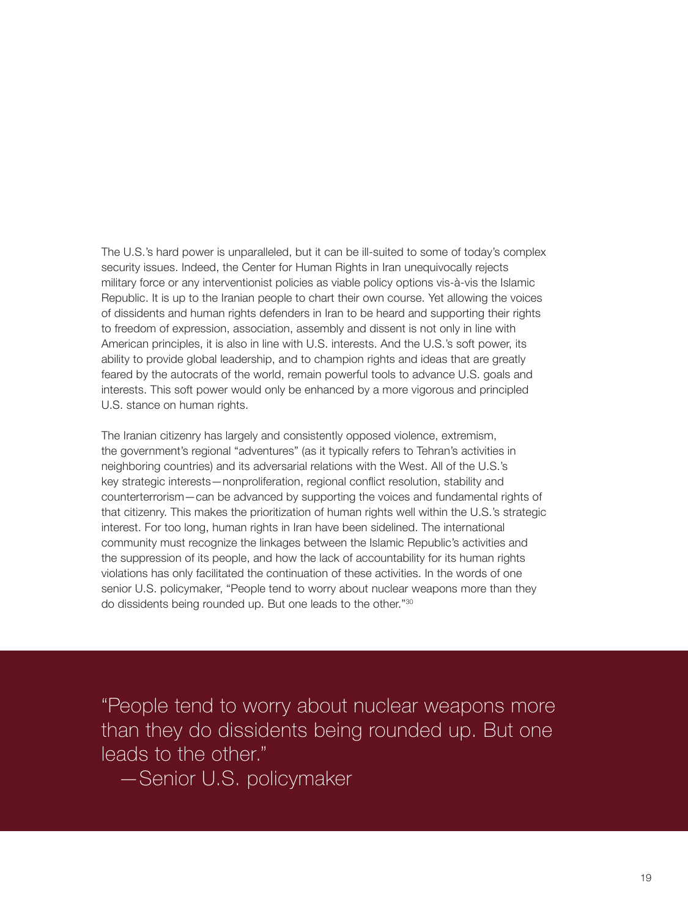The U.S.'s hard power is unparalleled, but it can be ill-suited to some of today's complex security issues. Indeed, the Center for Human Rights in Iran unequivocally rejects military force or any interventionist policies as viable policy options vis-à-vis the Islamic Republic. It is up to the Iranian people to chart their own course. Yet allowing the voices of dissidents and human rights defenders in Iran to be heard and supporting their rights to freedom of expression, association, assembly and dissent is not only in line with American principles, it is also in line with U.S. interests. And the U.S.'s soft power, its ability to provide global leadership, and to champion rights and ideas that are greatly feared by the autocrats of the world, remain powerful tools to advance U.S. goals and interests. This soft power would only be enhanced by a more vigorous and principled U.S. stance on human rights.

The Iranian citizenry has largely and consistently opposed violence, extremism, the government's regional "adventures" (as it typically refers to Tehran's activities in neighboring countries) and its adversarial relations with the West. All of the U.S.'s key strategic interests—nonproliferation, regional conflict resolution, stability and counterterrorism—can be advanced by supporting the voices and fundamental rights of that citizenry. This makes the prioritization of human rights well within the U.S.'s strategic interest. For too long, human rights in Iran have been sidelined. The international community must recognize the linkages between the Islamic Republic's activities and the suppression of its people, and how the lack of accountability for its human rights violations has only facilitated the continuation of these activities. In the words of one senior U.S. policymaker, "People tend to worry about nuclear weapons more than they do dissidents being rounded up. But one leads to the other."[30]

> "People tend to worry about nuclear weapons more than they do dissidents being rounded up. But one leads to the other."
>
> —Senior U.S. policymaker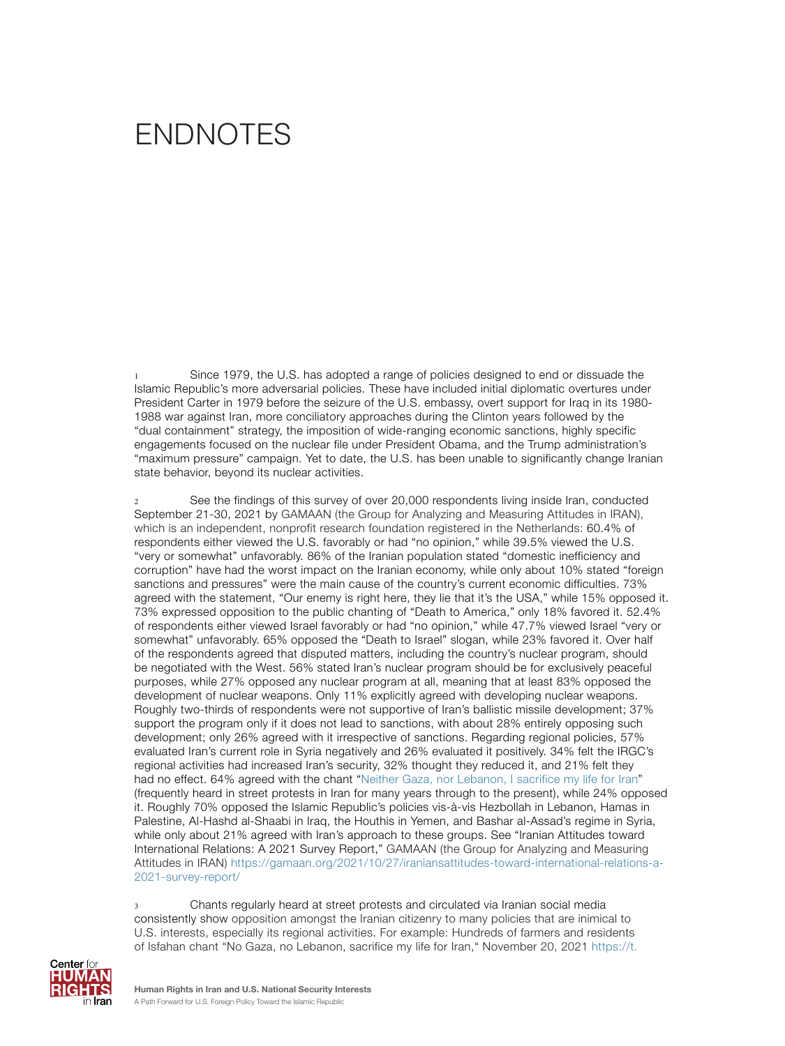# ENDNOTES

1 Since 1979, the U.S. has adopted a range of policies designed to end or dissuade the Islamic Republic's more adversarial policies. These have included initial diplomatic overtures under President Carter in 1979 before the seizure of the U.S. embassy, overt support for Iraq in its 1980-1988 war against Iran, more conciliatory approaches during the Clinton years followed by the "dual containment" strategy, the imposition of wide-ranging economic sanctions, highly specific engagements focused on the nuclear file under President Obama, and the Trump administration's "maximum pressure" campaign. Yet to date, the U.S. has been unable to significantly change Iranian state behavior, beyond its nuclear activities.

2 See the findings of this survey of over 20,000 respondents living inside Iran, conducted September 21-30, 2021 by GAMAAN (the Group for Analyzing and Measuring Attitudes in IRAN), which is an independent, nonprofit research foundation registered in the Netherlands: 60.4% of respondents either viewed the U.S. favorably or had "no opinion," while 39.5% viewed the U.S. "very or somewhat" unfavorably. 86% of the Iranian population stated "domestic inefficiency and corruption" have had the worst impact on the Iranian economy, while only about 10% stated "foreign sanctions and pressures" were the main cause of the country's current economic difficulties. 73% agreed with the statement, "Our enemy is right here, they lie that it's the USA," while 15% opposed it. 73% expressed opposition to the public chanting of "Death to America," only 18% favored it. 52.4% of respondents either viewed Israel favorably or had "no opinion," while 47.7% viewed Israel "very or somewhat" unfavorably. 65% opposed the "Death to Israel" slogan, while 23% favored it. Over half of the respondents agreed that disputed matters, including the country's nuclear program, should be negotiated with the West. 56% stated Iran's nuclear program should be for exclusively peaceful purposes, while 27% opposed any nuclear program at all, meaning that at least 83% opposed the development of nuclear weapons. Only 11% explicitly agreed with developing nuclear weapons. Roughly two-thirds of respondents were not supportive of Iran's ballistic missile development; 37% support the program only if it does not lead to sanctions, with about 28% entirely opposing such development; only 26% agreed with it irrespective of sanctions. Regarding regional policies, 57% evaluated Iran's current role in Syria negatively and 26% evaluated it positively. 34% felt the IRGC's regional activities had increased Iran's security, 32% thought they reduced it, and 21% felt they had no effect. 64% agreed with the chant "Neither Gaza, nor Lebanon, I sacrifice my life for Iran" (frequently heard in street protests in Iran for many years through to the present), while 24% opposed it. Roughly 70% opposed the Islamic Republic's policies vis-à-vis Hezbollah in Lebanon, Hamas in Palestine, Al-Hashd al-Shaabi in Iraq, the Houthis in Yemen, and Bashar al-Assad's regime in Syria, while only about 21% agreed with Iran's approach to these groups. See "Iranian Attitudes toward International Relations: A 2021 Survey Report," GAMAAN (the Group for Analyzing and Measuring Attitudes in IRAN) https://gamaan.org/2021/10/27/iraniansattitudes-toward-international-relations-a-2021-survey-report/

3 Chants regularly heard at street protests and circulated via Iranian social media consistently show opposition amongst the Iranian citizenry to many policies that are inimical to U.S. interests, especially its regional activities. For example: Hundreds of farmers and residents of Isfahan chant "No Gaza, no Lebanon, sacrifice my life for Iran," November 20, 2021 https://t.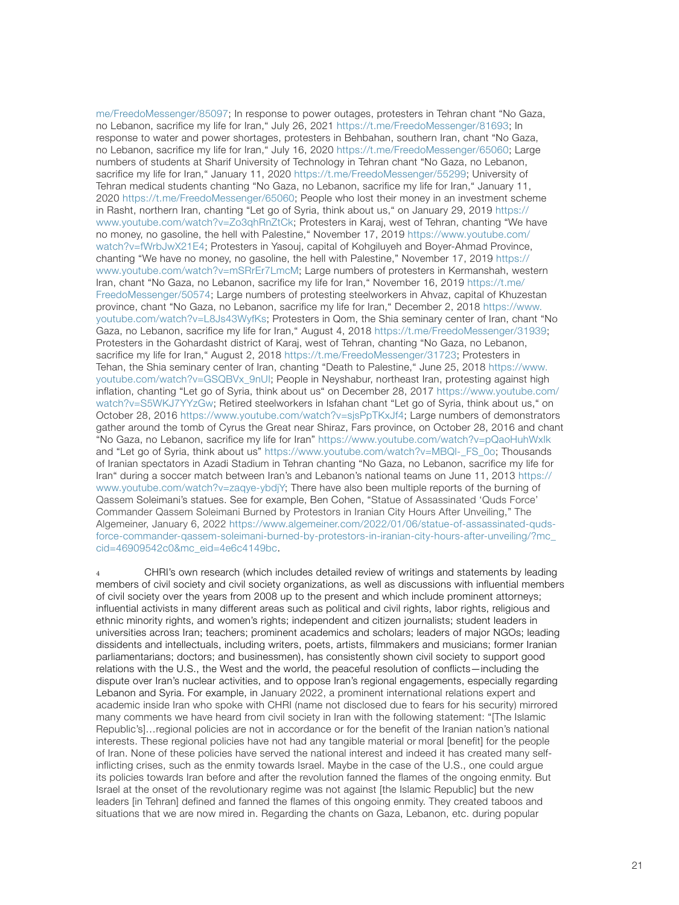me/FreedoMessenger/85097; In response to power outages, protesters in Tehran chant "No Gaza, no Lebanon, sacrifice my life for Iran," July 26, 2021 https://t.me/FreedoMessenger/81693; In response to water and power shortages, protesters in Behbahan, southern Iran, chant "No Gaza, no Lebanon, sacrifice my life for Iran," July 16, 2020 https://t.me/FreedoMessenger/65060; Large numbers of students at Sharif University of Technology in Tehran chant "No Gaza, no Lebanon, sacrifice my life for Iran," January 11, 2020 https://t.me/FreedoMessenger/55299; University of Tehran medical students chanting "No Gaza, no Lebanon, sacrifice my life for Iran," January 11, 2020 https://t.me/FreedoMessenger/65060; People who lost their money in an investment scheme in Rasht, northern Iran, chanting "Let go of Syria, think about us," on January 29, 2019 https://www.youtube.com/watch?v=Zo3qhRnZtCk; Protesters in Karaj, west of Tehran, chanting "We have no money, no gasoline, the hell with Palestine," November 17, 2019 https://www.youtube.com/watch?v=fWrbJwX21E4; Protesters in Yasouj, capital of Kohgiluyeh and Boyer-Ahmad Province, chanting "We have no money, no gasoline, the hell with Palestine," November 17, 2019 https://www.youtube.com/watch?v=mSRrEr7LmcM; Large numbers of protesters in Kermanshah, western Iran, chant "No Gaza, no Lebanon, sacrifice my life for Iran," November 16, 2019 https://t.me/FreedoMessenger/50574; Large numbers of protesting steelworkers in Ahvaz, capital of Khuzestan province, chant "No Gaza, no Lebanon, sacrifice my life for Iran," December 2, 2018 https://www.youtube.com/watch?v=L8Js43WyfKs; Protesters in Qom, the Shia seminary center of Iran, chant "No Gaza, no Lebanon, sacrifice my life for Iran," August 4, 2018 https://t.me/FreedoMessenger/31939; Protesters in the Gohardasht district of Karaj, west of Tehran, chanting "No Gaza, no Lebanon, sacrifice my life for Iran," August 2, 2018 https://t.me/FreedoMessenger/31723; Protesters in Tehan, the Shia seminary center of Iran, chanting "Death to Palestine," June 25, 2018 https://www.youtube.com/watch?v=GSQBVx_9nUI; People in Neyshabur, northeast Iran, protesting against high inflation, chanting "Let go of Syria, think about us" on December 28, 2017 https://www.youtube.com/watch?v=S5WKJ7YYzGw; Retired steelworkers in Isfahan chant "Let go of Syria, think about us," on October 28, 2016 https://www.youtube.com/watch?v=sjsPpTKxJf4; Large numbers of demonstrators gather around the tomb of Cyrus the Great near Shiraz, Fars province, on October 28, 2016 and chant "No Gaza, no Lebanon, sacrifice my life for Iran" https://www.youtube.com/watch?v=pQaoHuhWxIk and "Let go of Syria, think about us" https://www.youtube.com/watch?v=MBQl-_FS_0o; Thousands of Iranian spectators in Azadi Stadium in Tehran chanting "No Gaza, no Lebanon, sacrifice my life for Iran" during a soccer match between Iran's and Lebanon's national teams on June 11, 2013 https://www.youtube.com/watch?v=zaqye-ybdjY; There have also been multiple reports of the burning of Qassem Soleimani's statues. See for example, Ben Cohen, "Statue of Assassinated 'Quds Force' Commander Qassem Soleimani Burned by Protestors in Iranian City Hours After Unveiling," The Algemeiner, January 6, 2022 https://www.algemeiner.com/2022/01/06/statue-of-assassinated-quds-force-commander-qassem-soleimani-burned-by-protestors-in-iranian-city-hours-after-unveiling/?mc_cid=46909542c0&mc_eid=4e6c4149bc.

[4] CHRI's own research (which includes detailed review of writings and statements by leading members of civil society and civil society organizations, as well as discussions with influential members of civil society over the years from 2008 up to the present and which include prominent attorneys; influential activists in many different areas such as political and civil rights, labor rights, religious and ethnic minority rights, and women's rights; independent and citizen journalists; student leaders in universities across Iran; teachers; prominent academics and scholars; leaders of major NGOs; leading dissidents and intellectuals, including writers, poets, artists, filmmakers and musicians; former Iranian parliamentarians; doctors; and businessmen), has consistently shown civil society to support good relations with the U.S., the West and the world, the peaceful resolution of conflicts—including the dispute over Iran's nuclear activities, and to oppose Iran's regional engagements, especially regarding Lebanon and Syria. For example, in January 2022, a prominent international relations expert and academic inside Iran who spoke with CHRI (name not disclosed due to fears for his security) mirrored many comments we have heard from civil society in Iran with the following statement: "[The Islamic Republic's]…regional policies are not in accordance or for the benefit of the Iranian nation's national interests. These regional policies have not had any tangible material or moral [benefit] for the people of Iran. None of these policies have served the national interest and indeed it has created many self-inflicting crises, such as the enmity towards Israel. Maybe in the case of the U.S., one could argue its policies towards Iran before and after the revolution fanned the flames of the ongoing enmity. But Israel at the onset of the revolutionary regime was not against [the Islamic Republic] but the new leaders [in Tehran] defined and fanned the flames of this ongoing enmity. They created taboos and situations that we are now mired in. Regarding the chants on Gaza, Lebanon, etc. during popular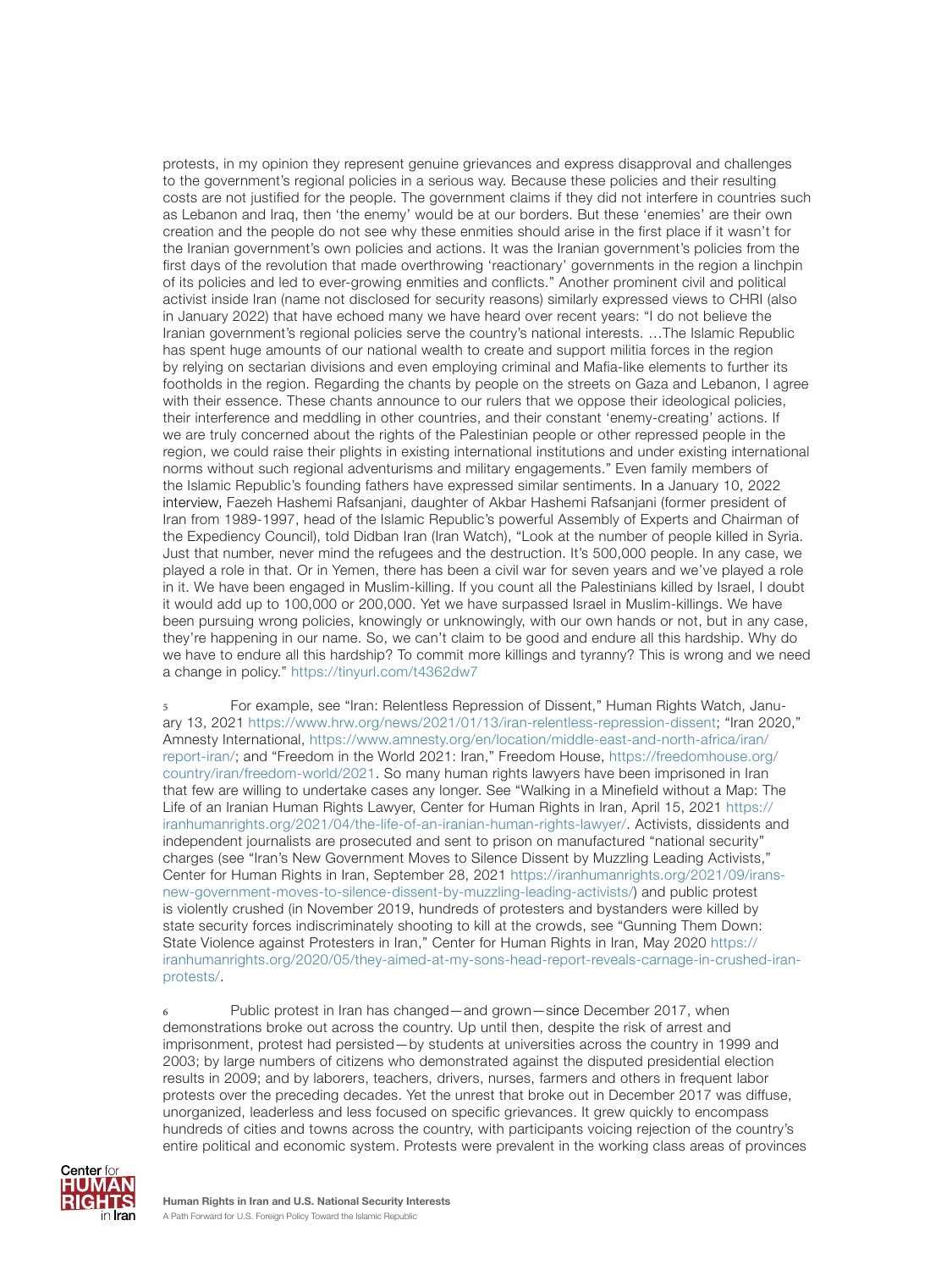protests, in my opinion they represent genuine grievances and express disapproval and challenges to the government's regional policies in a serious way. Because these policies and their resulting costs are not justified for the people. The government claims if they did not interfere in countries such as Lebanon and Iraq, then 'the enemy' would be at our borders. But these 'enemies' are their own creation and the people do not see why these enmities should arise in the first place if it wasn't for the Iranian government's own policies and actions. It was the Iranian government's policies from the first days of the revolution that made overthrowing 'reactionary' governments in the region a linchpin of its policies and led to ever-growing enmities and conflicts." Another prominent civil and political activist inside Iran (name not disclosed for security reasons) similarly expressed views to CHRI (also in January 2022) that have echoed many we have heard over recent years: "I do not believe the Iranian government's regional policies serve the country's national interests. …The Islamic Republic has spent huge amounts of our national wealth to create and support militia forces in the region by relying on sectarian divisions and even employing criminal and Mafia-like elements to further its footholds in the region. Regarding the chants by people on the streets on Gaza and Lebanon, I agree with their essence. These chants announce to our rulers that we oppose their ideological policies, their interference and meddling in other countries, and their constant 'enemy-creating' actions. If we are truly concerned about the rights of the Palestinian people or other repressed people in the region, we could raise their plights in existing international institutions and under existing international norms without such regional adventurisms and military engagements." Even family members of the Islamic Republic's founding fathers have expressed similar sentiments. In a January 10, 2022 interview, Faezeh Hashemi Rafsanjani, daughter of Akbar Hashemi Rafsanjani (former president of Iran from 1989-1997, head of the Islamic Republic's powerful Assembly of Experts and Chairman of the Expediency Council), told Didban Iran (Iran Watch), "Look at the number of people killed in Syria. Just that number, never mind the refugees and the destruction. It's 500,000 people. In any case, we played a role in that. Or in Yemen, there has been a civil war for seven years and we've played a role in it. We have been engaged in Muslim-killing. If you count all the Palestinians killed by Israel, I doubt it would add up to 100,000 or 200,000. Yet we have surpassed Israel in Muslim-killings. We have been pursuing wrong policies, knowingly or unknowingly, with our own hands or not, but in any case, they're happening in our name. So, we can't claim to be good and endure all this hardship. Why do we have to endure all this hardship? To commit more killings and tyranny? This is wrong and we need a change in policy." https://tinyurl.com/t4362dw7

5 For example, see "Iran: Relentless Repression of Dissent," Human Rights Watch, January 13, 2021 https://www.hrw.org/news/2021/01/13/iran-relentless-repression-dissent; "Iran 2020," Amnesty International, https://www.amnesty.org/en/location/middle-east-and-north-africa/iran/report-iran/; and "Freedom in the World 2021: Iran," Freedom House, https://freedomhouse.org/country/iran/freedom-world/2021. So many human rights lawyers have been imprisoned in Iran that few are willing to undertake cases any longer. See "Walking in a Minefield without a Map: The Life of an Iranian Human Rights Lawyer, Center for Human Rights in Iran, April 15, 2021 https://iranhumanrights.org/2021/04/the-life-of-an-iranian-human-rights-lawyer/. Activists, dissidents and independent journalists are prosecuted and sent to prison on manufactured "national security" charges (see "Iran's New Government Moves to Silence Dissent by Muzzling Leading Activists," Center for Human Rights in Iran, September 28, 2021 https://iranhumanrights.org/2021/09/irans-new-government-moves-to-silence-dissent-by-muzzling-leading-activists/) and public protest is violently crushed (in November 2019, hundreds of protesters and bystanders were killed by state security forces indiscriminately shooting to kill at the crowds, see "Gunning Them Down: State Violence against Protesters in Iran," Center for Human Rights in Iran, May 2020 https://iranhumanrights.org/2020/05/they-aimed-at-my-sons-head-report-reveals-carnage-in-crushed-iran-protests/.

6 Public protest in Iran has changed—and grown—since December 2017, when demonstrations broke out across the country. Up until then, despite the risk of arrest and imprisonment, protest had persisted—by students at universities across the country in 1999 and 2003; by large numbers of citizens who demonstrated against the disputed presidential election results in 2009; and by laborers, teachers, drivers, nurses, farmers and others in frequent labor protests over the preceding decades. Yet the unrest that broke out in December 2017 was diffuse, unorganized, leaderless and less focused on specific grievances. It grew quickly to encompass hundreds of cities and towns across the country, with participants voicing rejection of the country's entire political and economic system. Protests were prevalent in the working class areas of provinces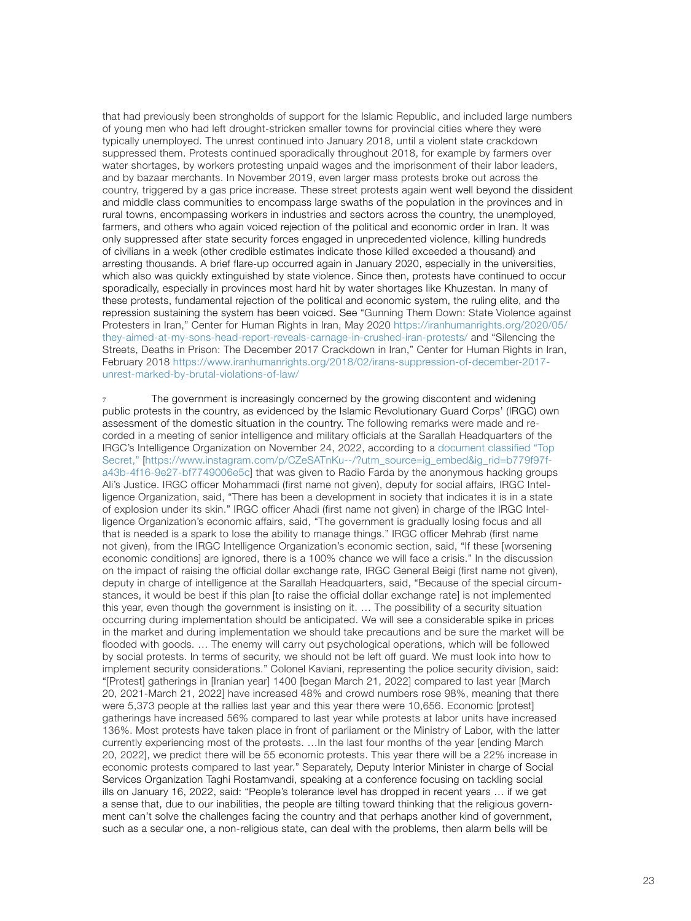that had previously been strongholds of support for the Islamic Republic, and included large numbers of young men who had left drought-stricken smaller towns for provincial cities where they were typically unemployed. The unrest continued into January 2018, until a violent state crackdown suppressed them. Protests continued sporadically throughout 2018, for example by farmers over water shortages, by workers protesting unpaid wages and the imprisonment of their labor leaders, and by bazaar merchants. In November 2019, even larger mass protests broke out across the country, triggered by a gas price increase. These street protests again went well beyond the dissident and middle class communities to encompass large swaths of the population in the provinces and in rural towns, encompassing workers in industries and sectors across the country, the unemployed, farmers, and others who again voiced rejection of the political and economic order in Iran. It was only suppressed after state security forces engaged in unprecedented violence, killing hundreds of civilians in a week (other credible estimates indicate those killed exceeded a thousand) and arresting thousands. A brief flare-up occurred again in January 2020, especially in the universities, which also was quickly extinguished by state violence. Since then, protests have continued to occur sporadically, especially in provinces most hard hit by water shortages like Khuzestan. In many of these protests, fundamental rejection of the political and economic system, the ruling elite, and the repression sustaining the system has been voiced. See "Gunning Them Down: State Violence against Protesters in Iran," Center for Human Rights in Iran, May 2020 https://iranhumanrights.org/2020/05/they-aimed-at-my-sons-head-report-reveals-carnage-in-crushed-iran-protests/ and "Silencing the Streets, Deaths in Prison: The December 2017 Crackdown in Iran," Center for Human Rights in Iran, February 2018 https://www.iranhumanrights.org/2018/02/irans-suppression-of-december-2017-unrest-marked-by-brutal-violations-of-law/

7 The government is increasingly concerned by the growing discontent and widening public protests in the country, as evidenced by the Islamic Revolutionary Guard Corps' (IRGC) own assessment of the domestic situation in the country. The following remarks were made and recorded in a meeting of senior intelligence and military officials at the Sarallah Headquarters of the IRGC's Intelligence Organization on November 24, 2022, according to a document classified "Top Secret," [https://www.instagram.com/p/CZeSATnKu--/?utm_source=ig_embed&ig_rid=b779f97f-a43b-4f16-9e27-bf7749006e5c] that was given to Radio Farda by the anonymous hacking groups Ali's Justice. IRGC officer Mohammadi (first name not given), deputy for social affairs, IRGC Intelligence Organization, said, "There has been a development in society that indicates it is in a state of explosion under its skin." IRGC officer Ahadi (first name not given) in charge of the IRGC Intelligence Organization's economic affairs, said, "The government is gradually losing focus and all that is needed is a spark to lose the ability to manage things." IRGC officer Mehrab (first name not given), from the IRGC Intelligence Organization's economic section, said, "If these [worsening economic conditions] are ignored, there is a 100% chance we will face a crisis." In the discussion on the impact of raising the official dollar exchange rate, IRGC General Beigi (first name not given), deputy in charge of intelligence at the Sarallah Headquarters, said, "Because of the special circumstances, it would be best if this plan [to raise the official dollar exchange rate] is not implemented this year, even though the government is insisting on it. … The possibility of a security situation occurring during implementation should be anticipated. We will see a considerable spike in prices in the market and during implementation we should take precautions and be sure the market will be flooded with goods. … The enemy will carry out psychological operations, which will be followed by social protests. In terms of security, we should not be left off guard. We must look into how to implement security considerations." Colonel Kaviani, representing the police security division, said: "[Protest] gatherings in [Iranian year] 1400 [began March 21, 2022] compared to last year [March 20, 2021-March 21, 2022] have increased 48% and crowd numbers rose 98%, meaning that there were 5,373 people at the rallies last year and this year there were 10,656. Economic [protest] gatherings have increased 56% compared to last year while protests at labor units have increased 136%. Most protests have taken place in front of parliament or the Ministry of Labor, with the latter currently experiencing most of the protests. …In the last four months of the year [ending March 20, 2022], we predict there will be 55 economic protests. This year there will be a 22% increase in economic protests compared to last year." Separately, Deputy Interior Minister in charge of Social Services Organization Taghi Rostamvandi, speaking at a conference focusing on tackling social ills on January 16, 2022, said: "People's tolerance level has dropped in recent years … if we get a sense that, due to our inabilities, the people are tilting toward thinking that the religious government can't solve the challenges facing the country and that perhaps another kind of government, such as a secular one, a non-religious state, can deal with the problems, then alarm bells will be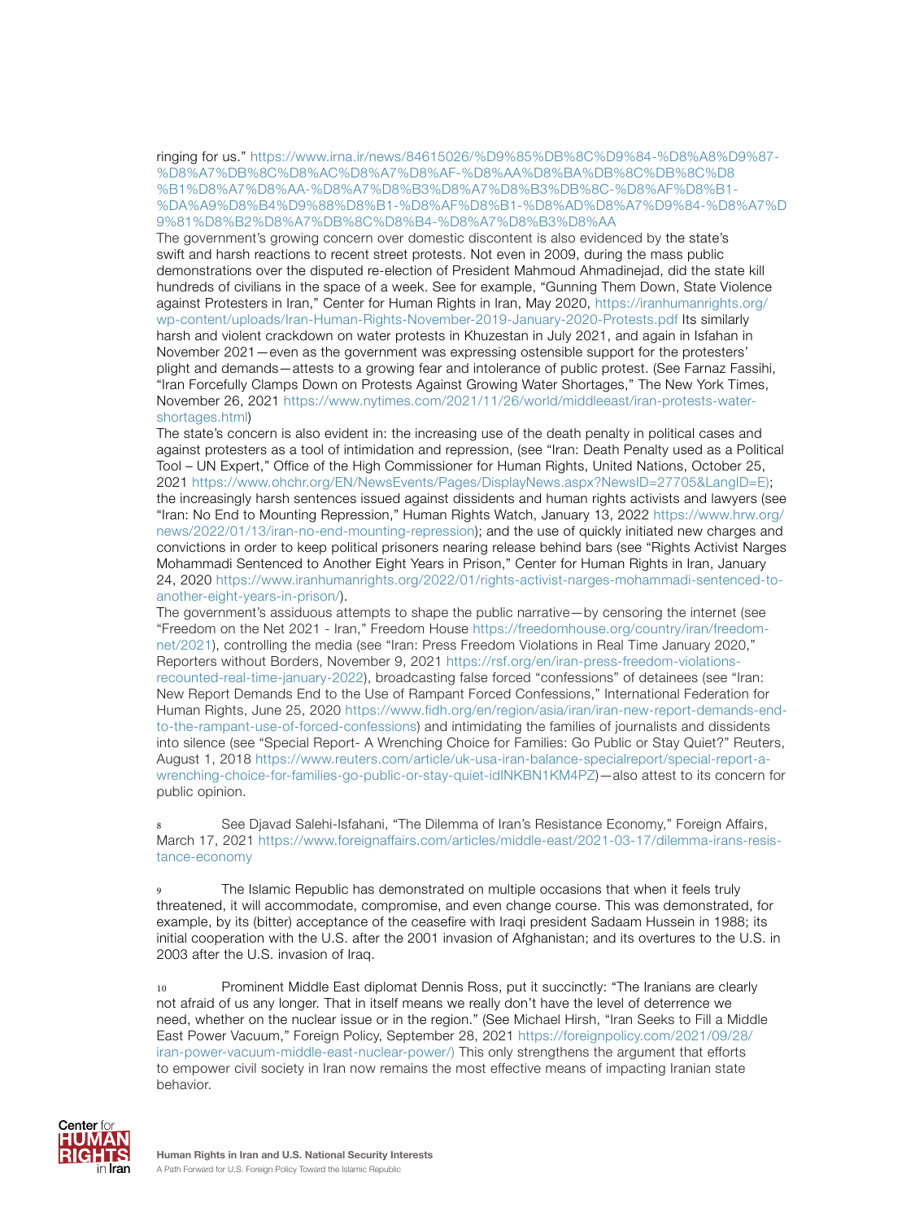ringing for us." https://www.irna.ir/news/84615026/%D9%85%DB%8C%D9%84-%D8%A8%D9%87-%D8%A7%DB%8C%D8%AC%D8%A7%D8%AF-%D8%AA%D8%BA%DB%8C%DB%8C%D8%B1%D8%A7%D8%AA-%D8%A7%D8%B3%D8%A7%D8%B3%DB%8C-%D8%AF%D8%B1-%DA%A9%D8%B4%D9%88%D8%B1-%D8%AF%D8%B1-%D8%AD%D8%A7%D9%84-%D8%A7%D9%81%D8%B2%D8%A7%DB%8C%D8%B4-%D8%A7%D8%B3%D8%AA

The government's growing concern over domestic discontent is also evidenced by the state's swift and harsh reactions to recent street protests. Not even in 2009, during the mass public demonstrations over the disputed re-election of President Mahmoud Ahmadinejad, did the state kill hundreds of civilians in the space of a week. See for example, "Gunning Them Down, State Violence against Protesters in Iran," Center for Human Rights in Iran, May 2020, https://iranhumanrights.org/wp-content/uploads/Iran-Human-Rights-November-2019-January-2020-Protests.pdf Its similarly harsh and violent crackdown on water protests in Khuzestan in July 2021, and again in Isfahan in November 2021—even as the government was expressing ostensible support for the protesters' plight and demands—attests to a growing fear and intolerance of public protest. (See Farnaz Fassihi, "Iran Forcefully Clamps Down on Protests Against Growing Water Shortages," The New York Times, November 26, 2021 https://www.nytimes.com/2021/11/26/world/middleeast/iran-protests-water-shortages.html)

The state's concern is also evident in: the increasing use of the death penalty in political cases and against protesters as a tool of intimidation and repression, (see "Iran: Death Penalty used as a Political Tool – UN Expert," Office of the High Commissioner for Human Rights, United Nations, October 25, 2021 https://www.ohchr.org/EN/NewsEvents/Pages/DisplayNews.aspx?NewsID=27705&LangID=E); the increasingly harsh sentences issued against dissidents and human rights activists and lawyers (see "Iran: No End to Mounting Repression," Human Rights Watch, January 13, 2022 https://www.hrw.org/news/2022/01/13/iran-no-end-mounting-repression); and the use of quickly initiated new charges and convictions in order to keep political prisoners nearing release behind bars (see "Rights Activist Narges Mohammadi Sentenced to Another Eight Years in Prison," Center for Human Rights in Iran, January 24, 2020 https://www.iranhumanrights.org/2022/01/rights-activist-narges-mohammadi-sentenced-to-another-eight-years-in-prison/).

The government's assiduous attempts to shape the public narrative—by censoring the internet (see "Freedom on the Net 2021 - Iran," Freedom House https://freedomhouse.org/country/iran/freedom-net/2021), controlling the media (see "Iran: Press Freedom Violations in Real Time January 2020," Reporters without Borders, November 9, 2021 https://rsf.org/en/iran-press-freedom-violations-recounted-real-time-january-2022), broadcasting false forced "confessions" of detainees (see "Iran: New Report Demands End to the Use of Rampant Forced Confessions," International Federation for Human Rights, June 25, 2020 https://www.fidh.org/en/region/asia/iran/iran-new-report-demands-end-to-the-rampant-use-of-forced-confessions) and intimidating the families of journalists and dissidents into silence (see "Special Report- A Wrenching Choice for Families: Go Public or Stay Quiet?" Reuters, August 1, 2018 https://www.reuters.com/article/uk-usa-iran-balance-specialreport/special-report-a-wrenching-choice-for-families-go-public-or-stay-quiet-idINKBN1KM4PZ)—also attest to its concern for public opinion.

8 See Djavad Salehi-Isfahani, "The Dilemma of Iran's Resistance Economy," Foreign Affairs, March 17, 2021 https://www.foreignaffairs.com/articles/middle-east/2021-03-17/dilemma-irans-resistance-economy

9 The Islamic Republic has demonstrated on multiple occasions that when it feels truly threatened, it will accommodate, compromise, and even change course. This was demonstrated, for example, by its (bitter) acceptance of the ceasefire with Iraqi president Sadaam Hussein in 1988; its initial cooperation with the U.S. after the 2001 invasion of Afghanistan; and its overtures to the U.S. in 2003 after the U.S. invasion of Iraq.

10 Prominent Middle East diplomat Dennis Ross, put it succinctly: "The Iranians are clearly not afraid of us any longer. That in itself means we really don't have the level of deterrence we need, whether on the nuclear issue or in the region." (See Michael Hirsh, "Iran Seeks to Fill a Middle East Power Vacuum," Foreign Policy, September 28, 2021 https://foreignpolicy.com/2021/09/28/iran-power-vacuum-middle-east-nuclear-power/) This only strengthens the argument that efforts to empower civil society in Iran now remains the most effective means of impacting Iranian state behavior.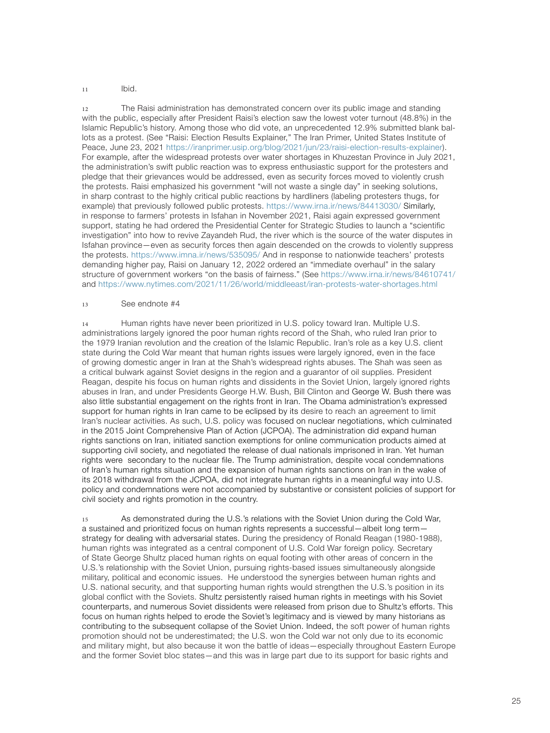11 Ibid.

12 The Raisi administration has demonstrated concern over its public image and standing with the public, especially after President Raisi's election saw the lowest voter turnout (48.8%) in the Islamic Republic's history. Among those who did vote, an unprecedented 12.9% submitted blank ballots as a protest. (See "Raisi: Election Results Explainer," The Iran Primer, United States Institute of Peace, June 23, 2021 https://iranprimer.usip.org/blog/2021/jun/23/raisi-election-results-explainer). For example, after the widespread protests over water shortages in Khuzestan Province in July 2021, the administration's swift public reaction was to express enthusiastic support for the protesters and pledge that their grievances would be addressed, even as security forces moved to violently crush the protests. Raisi emphasized his government "will not waste a single day" in seeking solutions, in sharp contrast to the highly critical public reactions by hardliners (labeling protesters thugs, for example) that previously followed public protests. https://www.irna.ir/news/84413030/ Similarly, in response to farmers' protests in Isfahan in November 2021, Raisi again expressed government support, stating he had ordered the Presidential Center for Strategic Studies to launch a "scientific investigation" into how to revive Zayandeh Rud, the river which is the source of the water disputes in Isfahan province—even as security forces then again descended on the crowds to violently suppress the protests. https://www.imna.ir/news/535095/ And in response to nationwide teachers' protests demanding higher pay, Raisi on January 12, 2022 ordered an "immediate overhaul" in the salary structure of government workers "on the basis of fairness." (See https://www.irna.ir/news/84610741/ and https://www.nytimes.com/2021/11/26/world/middleeast/iran-protests-water-shortages.html

13 See endnote #4

14 Human rights have never been prioritized in U.S. policy toward Iran. Multiple U.S. administrations largely ignored the poor human rights record of the Shah, who ruled Iran prior to the 1979 Iranian revolution and the creation of the Islamic Republic. Iran's role as a key U.S. client state during the Cold War meant that human rights issues were largely ignored, even in the face of growing domestic anger in Iran at the Shah's widespread rights abuses. The Shah was seen as a critical bulwark against Soviet designs in the region and a guarantor of oil supplies. President Reagan, despite his focus on human rights and dissidents in the Soviet Union, largely ignored rights abuses in Iran, and under Presidents George H.W. Bush, Bill Clinton and George W. Bush there was also little substantial engagement on the rights front in Iran. The Obama administration's expressed support for human rights in Iran came to be eclipsed by its desire to reach an agreement to limit Iran's nuclear activities. As such, U.S. policy was focused on nuclear negotiations, which culminated in the 2015 Joint Comprehensive Plan of Action (JCPOA). The administration did expand human rights sanctions on Iran, initiated sanction exemptions for online communication products aimed at supporting civil society, and negotiated the release of dual nationals imprisoned in Iran. Yet human rights were secondary to the nuclear file. The Trump administration, despite vocal condemnations of Iran's human rights situation and the expansion of human rights sanctions on Iran in the wake of its 2018 withdrawal from the JCPOA, did not integrate human rights in a meaningful way into U.S. policy and condemnations were not accompanied by substantive or consistent policies of support for civil society and rights promotion in the country.

15 As demonstrated during the U.S.'s relations with the Soviet Union during the Cold War, a sustained and prioritized focus on human rights represents a successful—albeit long term—strategy for dealing with adversarial states. During the presidency of Ronald Reagan (1980-1988), human rights was integrated as a central component of U.S. Cold War foreign policy. Secretary of State George Shultz placed human rights on equal footing with other areas of concern in the U.S.'s relationship with the Soviet Union, pursuing rights-based issues simultaneously alongside military, political and economic issues. He understood the synergies between human rights and U.S. national security, and that supporting human rights would strengthen the U.S.'s position in its global conflict with the Soviets. Shultz persistently raised human rights in meetings with his Soviet counterparts, and numerous Soviet dissidents were released from prison due to Shultz's efforts. This focus on human rights helped to erode the Soviet's legitimacy and is viewed by many historians as contributing to the subsequent collapse of the Soviet Union. Indeed, the soft power of human rights promotion should not be underestimated; the U.S. won the Cold war not only due to its economic and military might, but also because it won the battle of ideas—especially throughout Eastern Europe and the former Soviet bloc states—and this was in large part due to its support for basic rights and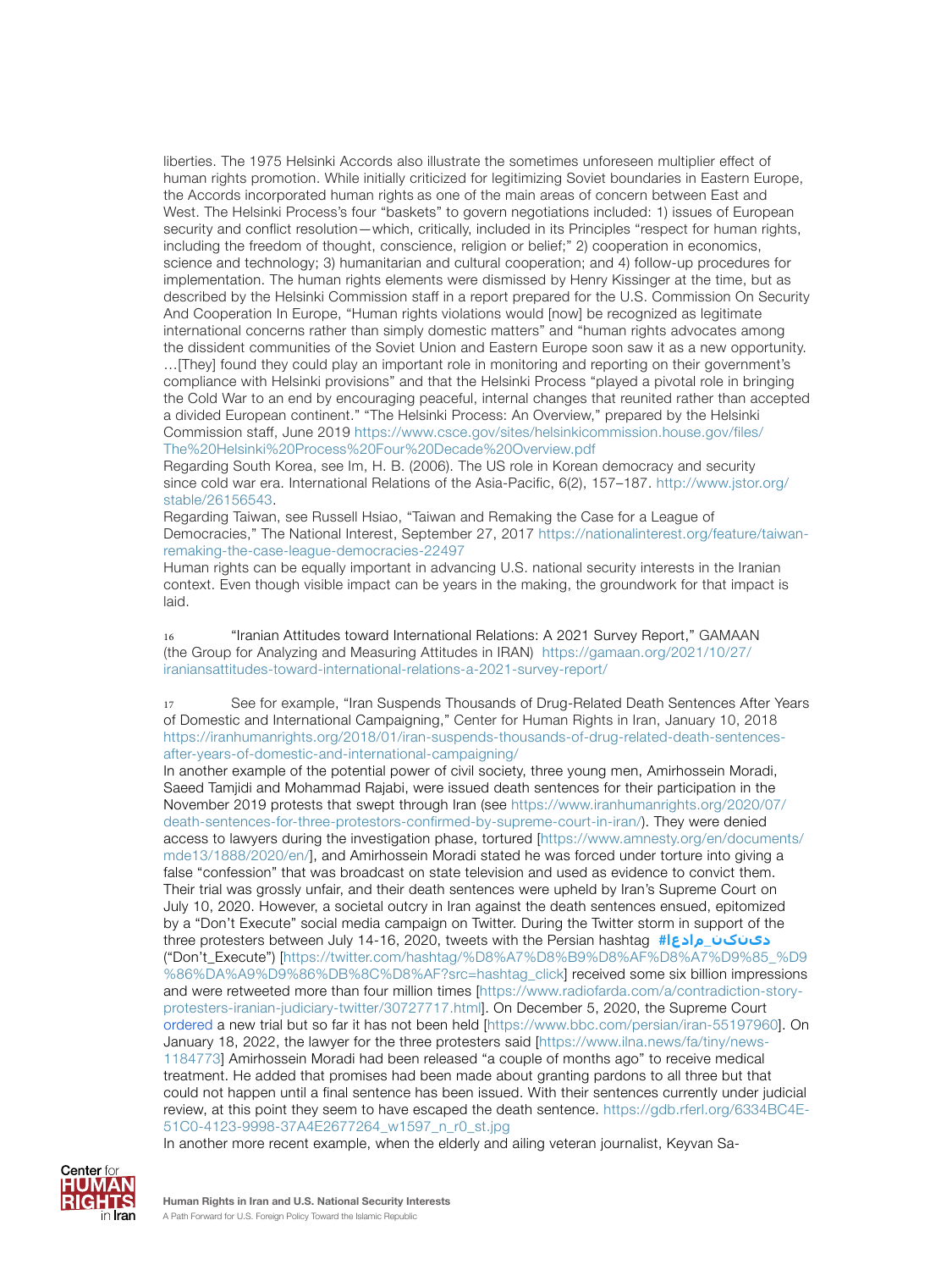liberties. The 1975 Helsinki Accords also illustrate the sometimes unforeseen multiplier effect of human rights promotion. While initially criticized for legitimizing Soviet boundaries in Eastern Europe, the Accords incorporated human rights as one of the main areas of concern between East and West. The Helsinki Process's four "baskets" to govern negotiations included: 1) issues of European security and conflict resolution—which, critically, included in its Principles "respect for human rights, including the freedom of thought, conscience, religion or belief;" 2) cooperation in economics, science and technology; 3) humanitarian and cultural cooperation; and 4) follow-up procedures for implementation. The human rights elements were dismissed by Henry Kissinger at the time, but as described by the Helsinki Commission staff in a report prepared for the U.S. Commission On Security And Cooperation In Europe, "Human rights violations would [now] be recognized as legitimate international concerns rather than simply domestic matters" and "human rights advocates among the dissident communities of the Soviet Union and Eastern Europe soon saw it as a new opportunity. …[They] found they could play an important role in monitoring and reporting on their government's compliance with Helsinki provisions" and that the Helsinki Process "played a pivotal role in bringing the Cold War to an end by encouraging peaceful, internal changes that reunited rather than accepted a divided European continent." "The Helsinki Process: An Overview," prepared by the Helsinki Commission staff, June 2019 https://www.csce.gov/sites/helsinkicommission.house.gov/files/The%20Helsinki%20Process%20Four%20Decade%20Overview.pdf

Regarding South Korea, see Im, H. B. (2006). The US role in Korean democracy and security since cold war era. International Relations of the Asia-Pacific, 6(2), 157–187. http://www.jstor.org/stable/26156543.

Regarding Taiwan, see Russell Hsiao, "Taiwan and Remaking the Case for a League of Democracies," The National Interest, September 27, 2017 https://nationalinterest.org/feature/taiwan-remaking-the-case-league-democracies-22497

Human rights can be equally important in advancing U.S. national security interests in the Iranian context. Even though visible impact can be years in the making, the groundwork for that impact is laid.

16 "Iranian Attitudes toward International Relations: A 2021 Survey Report," GAMAAN (the Group for Analyzing and Measuring Attitudes in IRAN) https://gamaan.org/2021/10/27/iraniansattitudes-toward-international-relations-a-2021-survey-report/

17 See for example, "Iran Suspends Thousands of Drug-Related Death Sentences After Years of Domestic and International Campaigning," Center for Human Rights in Iran, January 10, 2018 https://iranhumanrights.org/2018/01/iran-suspends-thousands-of-drug-related-death-sentences-after-years-of-domestic-and-international-campaigning/

In another example of the potential power of civil society, three young men, Amirhossein Moradi, Saeed Tamjidi and Mohammad Rajabi, were issued death sentences for their participation in the November 2019 protests that swept through Iran (see https://www.iranhumanrights.org/2020/07/death-sentences-for-three-protestors-confirmed-by-supreme-court-in-iran/). They were denied access to lawyers during the investigation phase, tortured [https://www.amnesty.org/en/documents/mde13/1888/2020/en/], and Amirhossein Moradi stated he was forced under torture into giving a false "confession" that was broadcast on state television and used as evidence to convict them. Their trial was grossly unfair, and their death sentences were upheld by Iran's Supreme Court on July 10, 2020. However, a societal outcry in Iran against the death sentences ensued, epitomized by a "Don't Execute" social media campaign on Twitter. During the Twitter storm in support of the three protesters between July 14-16, 2020, tweets with the Persian hashtag **#اعدام_نکنید** ("Don't_Execute") [https://twitter.com/hashtag/%D8%A7%D8%B9%D8%AF%D8%A7%D9%85_%D9%86%DA%A9%D9%86%DB%8C%D8%AF?src=hashtag_click] received some six billion impressions and were retweeted more than four million times [https://www.radiofarda.com/a/contradiction-story-protesters-iranian-judiciary-twitter/30727717.html]. On December 5, 2020, the Supreme Court ordered a new trial but so far it has not been held [https://www.bbc.com/persian/iran-55197960]. On January 18, 2022, the lawyer for the three protesters said [https://www.ilna.news/fa/tiny/news-1184773] Amirhossein Moradi had been released "a couple of months ago" to receive medical treatment. He added that promises had been made about granting pardons to all three but that could not happen until a final sentence has been issued. With their sentences currently under judicial review, at this point they seem to have escaped the death sentence. https://gdb.rferl.org/6334BC4E-51C0-4123-9998-37A4E2677264_w1597_n_r0_st.jpg

In another more recent example, when the elderly and ailing veteran journalist, Keyvan Sa-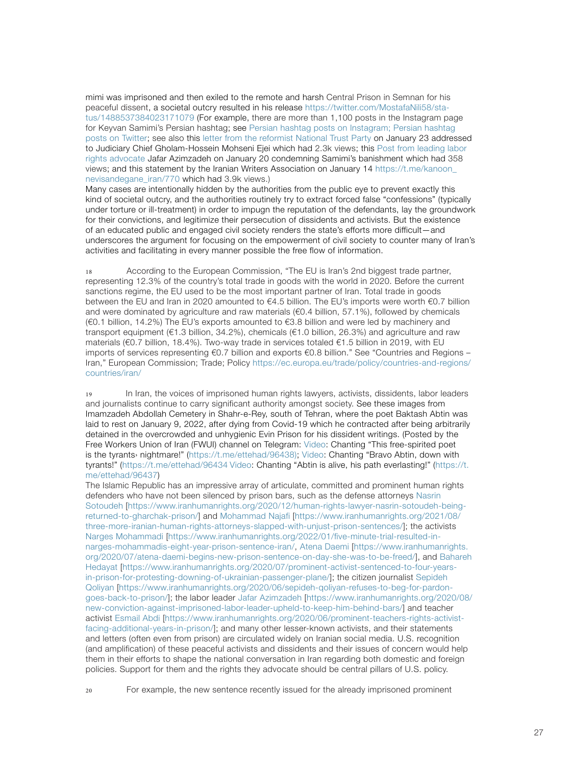mimi was imprisoned and then exiled to the remote and harsh Central Prison in Semnan for his peaceful dissent, a societal outcry resulted in his release https://twitter.com/MostafaNili58/status/1488537384023171079 (For example, there are more than 1,100 posts in the Instagram page for Keyvan Samimi's Persian hashtag; see Persian hashtag posts on Instagram; Persian hashtag posts on Twitter; see also this letter from the reformist National Trust Party on January 23 addressed to Judiciary Chief Gholam-Hossein Mohseni Ejei which had 2.3k views; this Post from leading labor rights advocate Jafar Azimzadeh on January 20 condemning Samimi's banishment which had 358 views; and this statement by the Iranian Writers Association on January 14 https://t.me/kanoon_nevisandegane_iran/770 which had 3.9k views.)

Many cases are intentionally hidden by the authorities from the public eye to prevent exactly this kind of societal outcry, and the authorities routinely try to extract forced false "confessions" (typically under torture or ill-treatment) in order to impugn the reputation of the defendants, lay the groundwork for their convictions, and legitimize their persecution of dissidents and activists. But the existence of an educated public and engaged civil society renders the state's efforts more difficult—and underscores the argument for focusing on the empowerment of civil society to counter many of Iran's activities and facilitating in every manner possible the free flow of information.

18 According to the European Commission, "The EU is Iran's 2nd biggest trade partner, representing 12.3% of the country's total trade in goods with the world in 2020. Before the current sanctions regime, the EU used to be the most important partner of Iran. Total trade in goods between the EU and Iran in 2020 amounted to €4.5 billion. The EU's imports were worth €0.7 billion and were dominated by agriculture and raw materials (€0.4 billion, 57.1%), followed by chemicals (€0.1 billion, 14.2%) The EU's exports amounted to €3.8 billion and were led by machinery and transport equipment (€1.3 billion, 34.2%), chemicals (€1.0 billion, 26.3%) and agriculture and raw materials (€0.7 billion, 18.4%). Two-way trade in services totaled €1.5 billion in 2019, with EU imports of services representing €0.7 billion and exports €0.8 billion." See "Countries and Regions – Iran," European Commission; Trade; Policy https://ec.europa.eu/trade/policy/countries-and-regions/countries/iran/

19 In Iran, the voices of imprisoned human rights lawyers, activists, dissidents, labor leaders and journalists continue to carry significant authority amongst society. See these images from Imamzadeh Abdollah Cemetery in Shahr-e-Rey, south of Tehran, where the poet Baktash Abtin was laid to rest on January 9, 2022, after dying from Covid-19 which he contracted after being arbitrarily detained in the overcrowded and unhygienic Evin Prison for his dissident writings. (Posted by the Free Workers Union of Iran (FWUI) channel on Telegram: Video: Chanting "This free-spirited poet is the tyrants› nightmare!" (https://t.me/ettehad/96438); Video: Chanting "Bravo Abtin, down with tyrants!" (https://t.me/ettehad/96434 Video: Chanting "Abtin is alive, his path everlasting!" (https://t.me/ettehad/96437)

The Islamic Republic has an impressive array of articulate, committed and prominent human rights defenders who have not been silenced by prison bars, such as the defense attorneys Nasrin Sotoudeh [https://www.iranhumanrights.org/2020/12/human-rights-lawyer-nasrin-sotoudeh-being-returned-to-gharchak-prison/] and Mohammad Najafi [https://www.iranhumanrights.org/2021/08/three-more-iranian-human-rights-attorneys-slapped-with-unjust-prison-sentences/]; the activists Narges Mohammadi [https://www.iranhumanrights.org/2022/01/five-minute-trial-resulted-in-narges-mohammadis-eight-year-prison-sentence-iran/, Atena Daemi [https://www.iranhumanrights.org/2020/07/atena-daemi-begins-new-prison-sentence-on-day-she-was-to-be-freed/], and Bahareh Hedayat [https://www.iranhumanrights.org/2020/07/prominent-activist-sentenced-to-four-years-in-prison-for-protesting-downing-of-ukrainian-passenger-plane/]; the citizen journalist Sepideh Qoliyan [https://www.iranhumanrights.org/2020/06/sepideh-qoliyan-refuses-to-beg-for-pardon-goes-back-to-prison/]; the labor leader Jafar Azimzadeh [https://www.iranhumanrights.org/2020/08/new-conviction-against-imprisoned-labor-leader-upheld-to-keep-him-behind-bars/] and teacher activist Esmail Abdi [https://www.iranhumanrights.org/2020/06/prominent-teachers-rights-activist-facing-additional-years-in-prison/]; and many other lesser-known activists, and their statements and letters (often even from prison) are circulated widely on Iranian social media. U.S. recognition (and amplification) of these peaceful activists and dissidents and their issues of concern would help them in their efforts to shape the national conversation in Iran regarding both domestic and foreign policies. Support for them and the rights they advocate should be central pillars of U.S. policy.

20 For example, the new sentence recently issued for the already imprisoned prominent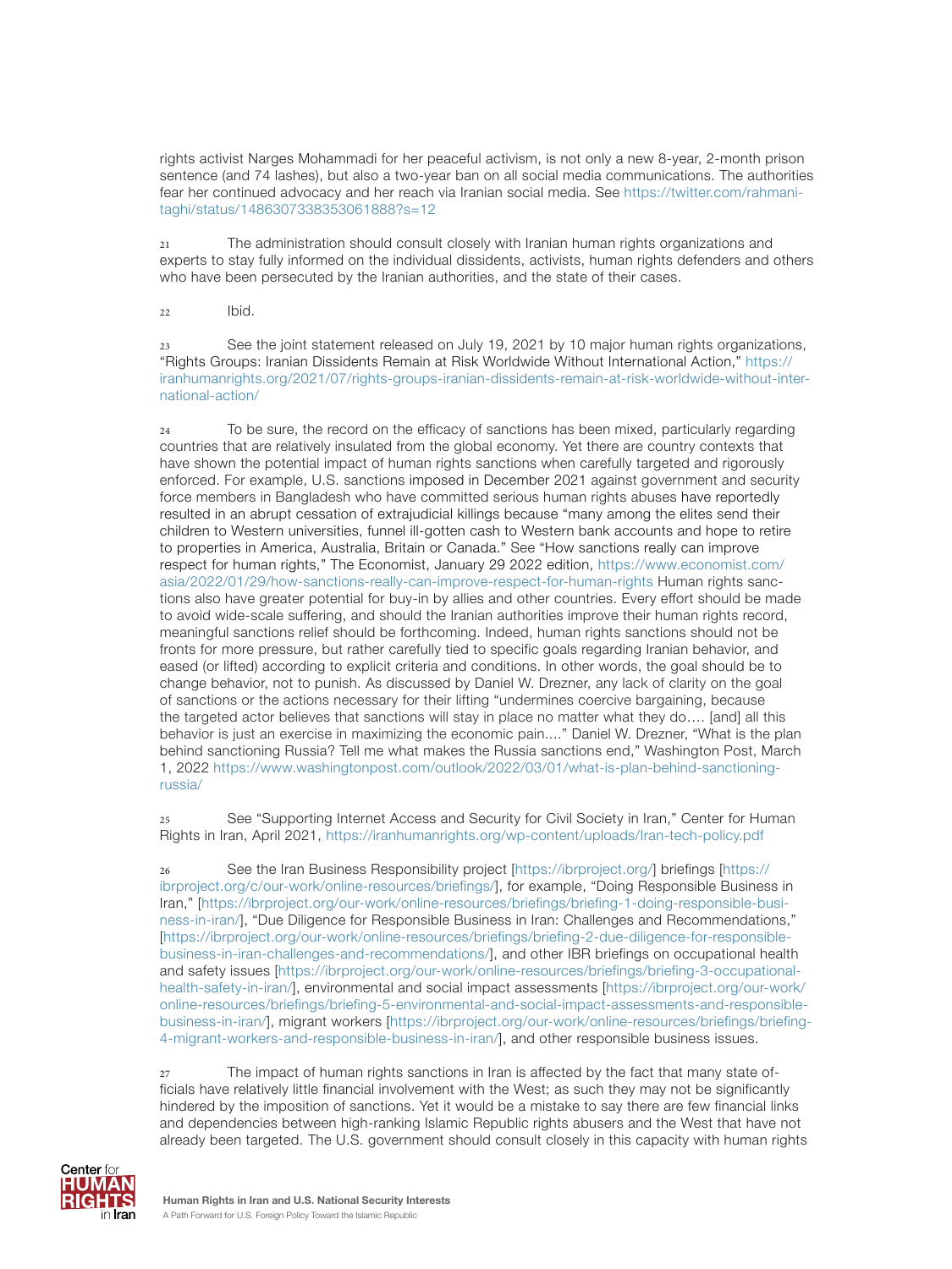rights activist Narges Mohammadi for her peaceful activism, is not only a new 8-year, 2-month prison sentence (and 74 lashes), but also a two-year ban on all social media communications. The authorities fear her continued advocacy and her reach via Iranian social media. See https://twitter.com/rahmanitaghi/status/1486307338353061888?s=12

21 The administration should consult closely with Iranian human rights organizations and experts to stay fully informed on the individual dissidents, activists, human rights defenders and others who have been persecuted by the Iranian authorities, and the state of their cases.

22 Ibid.

23 See the joint statement released on July 19, 2021 by 10 major human rights organizations, "Rights Groups: Iranian Dissidents Remain at Risk Worldwide Without International Action," https://iranhumanrights.org/2021/07/rights-groups-iranian-dissidents-remain-at-risk-worldwide-without-international-action/

24 To be sure, the record on the efficacy of sanctions has been mixed, particularly regarding countries that are relatively insulated from the global economy. Yet there are country contexts that have shown the potential impact of human rights sanctions when carefully targeted and rigorously enforced. For example, U.S. sanctions imposed in December 2021 against government and security force members in Bangladesh who have committed serious human rights abuses have reportedly resulted in an abrupt cessation of extrajudicial killings because "many among the elites send their children to Western universities, funnel ill-gotten cash to Western bank accounts and hope to retire to properties in America, Australia, Britain or Canada." See "How sanctions really can improve respect for human rights," The Economist, January 29 2022 edition, https://www.economist.com/asia/2022/01/29/how-sanctions-really-can-improve-respect-for-human-rights Human rights sanctions also have greater potential for buy-in by allies and other countries. Every effort should be made to avoid wide-scale suffering, and should the Iranian authorities improve their human rights record, meaningful sanctions relief should be forthcoming. Indeed, human rights sanctions should not be fronts for more pressure, but rather carefully tied to specific goals regarding Iranian behavior, and eased (or lifted) according to explicit criteria and conditions. In other words, the goal should be to change behavior, not to punish. As discussed by Daniel W. Drezner, any lack of clarity on the goal of sanctions or the actions necessary for their lifting "undermines coercive bargaining, because the targeted actor believes that sanctions will stay in place no matter what they do…. [and] all this behavior is just an exercise in maximizing the economic pain…." Daniel W. Drezner, "What is the plan behind sanctioning Russia? Tell me what makes the Russia sanctions end," Washington Post, March 1, 2022 https://www.washingtonpost.com/outlook/2022/03/01/what-is-plan-behind-sanctioning-russia/

25 See "Supporting Internet Access and Security for Civil Society in Iran," Center for Human Rights in Iran, April 2021, https://iranhumanrights.org/wp-content/uploads/Iran-tech-policy.pdf

26 See the Iran Business Responsibility project [https://ibrproject.org/] briefings [https://ibrproject.org/c/our-work/online-resources/briefings/], for example, "Doing Responsible Business in Iran," [https://ibrproject.org/our-work/online-resources/briefings/briefing-1-doing-responsible-business-in-iran/], "Due Diligence for Responsible Business in Iran: Challenges and Recommendations," [https://ibrproject.org/our-work/online-resources/briefings/briefing-2-due-diligence-for-responsible-business-in-iran-challenges-and-recommendations/], and other IBR briefings on occupational health and safety issues [https://ibrproject.org/our-work/online-resources/briefings/briefing-3-occupational-health-safety-in-iran/], environmental and social impact assessments [https://ibrproject.org/our-work/online-resources/briefings/briefing-5-environmental-and-social-impact-assessments-and-responsible-business-in-iran/], migrant workers [https://ibrproject.org/our-work/online-resources/briefings/briefing-4-migrant-workers-and-responsible-business-in-iran/], and other responsible business issues.

27 The impact of human rights sanctions in Iran is affected by the fact that many state officials have relatively little financial involvement with the West; as such they may not be significantly hindered by the imposition of sanctions. Yet it would be a mistake to say there are few financial links and dependencies between high-ranking Islamic Republic rights abusers and the West that have not already been targeted. The U.S. government should consult closely in this capacity with human rights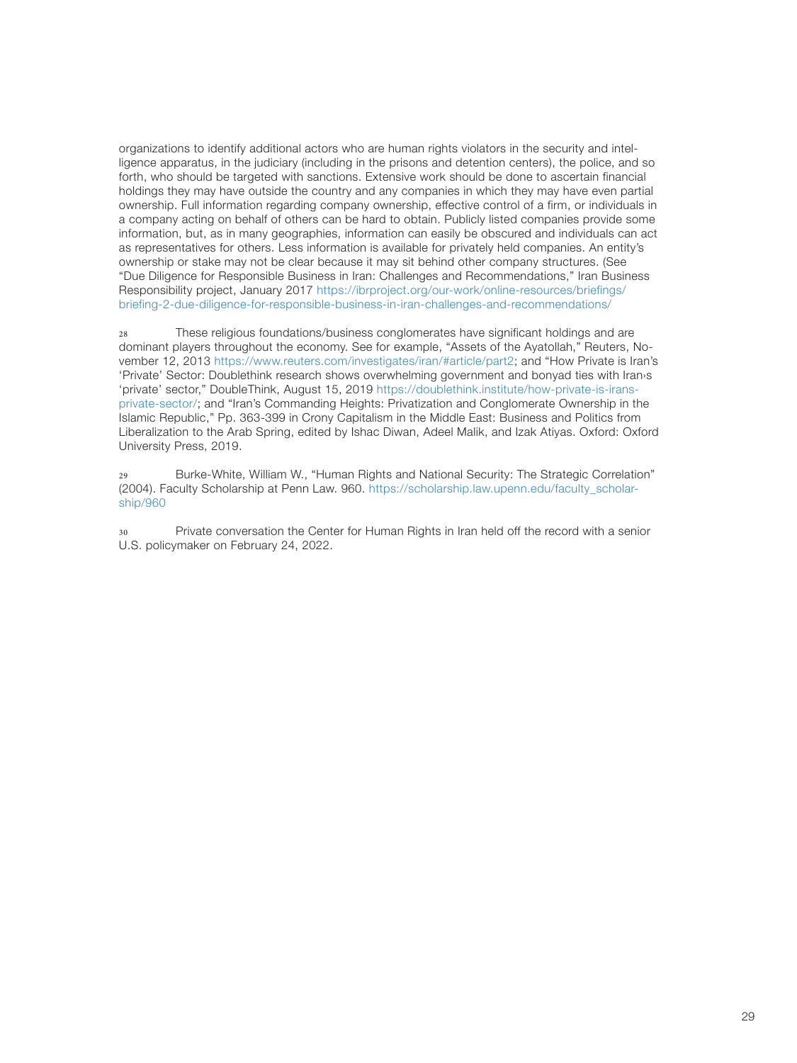organizations to identify additional actors who are human rights violators in the security and intelligence apparatus, in the judiciary (including in the prisons and detention centers), the police, and so forth, who should be targeted with sanctions. Extensive work should be done to ascertain financial holdings they may have outside the country and any companies in which they may have even partial ownership. Full information regarding company ownership, effective control of a firm, or individuals in a company acting on behalf of others can be hard to obtain. Publicly listed companies provide some information, but, as in many geographies, information can easily be obscured and individuals can act as representatives for others. Less information is available for privately held companies. An entity's ownership or stake may not be clear because it may sit behind other company structures. (See "Due Diligence for Responsible Business in Iran: Challenges and Recommendations," Iran Business Responsibility project, January 2017 https://ibrproject.org/our-work/online-resources/briefings/briefing-2-due-diligence-for-responsible-business-in-iran-challenges-and-recommendations/

28 These religious foundations/business conglomerates have significant holdings and are dominant players throughout the economy. See for example, "Assets of the Ayatollah," Reuters, November 12, 2013 https://www.reuters.com/investigates/iran/#article/part2; and "How Private is Iran's 'Private' Sector: Doublethink research shows overwhelming government and bonyad ties with Iran›s 'private' sector," DoubleThink, August 15, 2019 https://doublethink.institute/how-private-is-irans-private-sector/; and "Iran's Commanding Heights: Privatization and Conglomerate Ownership in the Islamic Republic," Pp. 363-399 in Crony Capitalism in the Middle East: Business and Politics from Liberalization to the Arab Spring, edited by Ishac Diwan, Adeel Malik, and Izak Atiyas. Oxford: Oxford University Press, 2019.

29 Burke-White, William W., "Human Rights and National Security: The Strategic Correlation" (2004). Faculty Scholarship at Penn Law. 960. https://scholarship.law.upenn.edu/faculty_scholarship/960

30 Private conversation the Center for Human Rights in Iran held off the record with a senior U.S. policymaker on February 24, 2022.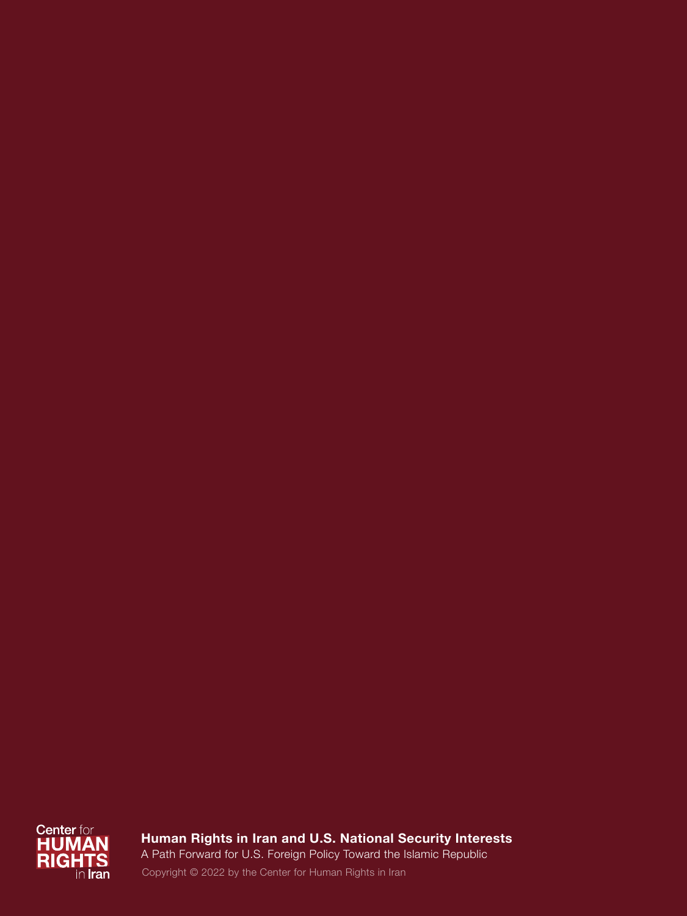Center for HUMAN RIGHTS in Iran

**Human Rights in Iran and U.S. National Security Interests**

A Path Forward for U.S. Foreign Policy Toward the Islamic Republic

Copyright © 2022 by the Center for Human Rights in Iran